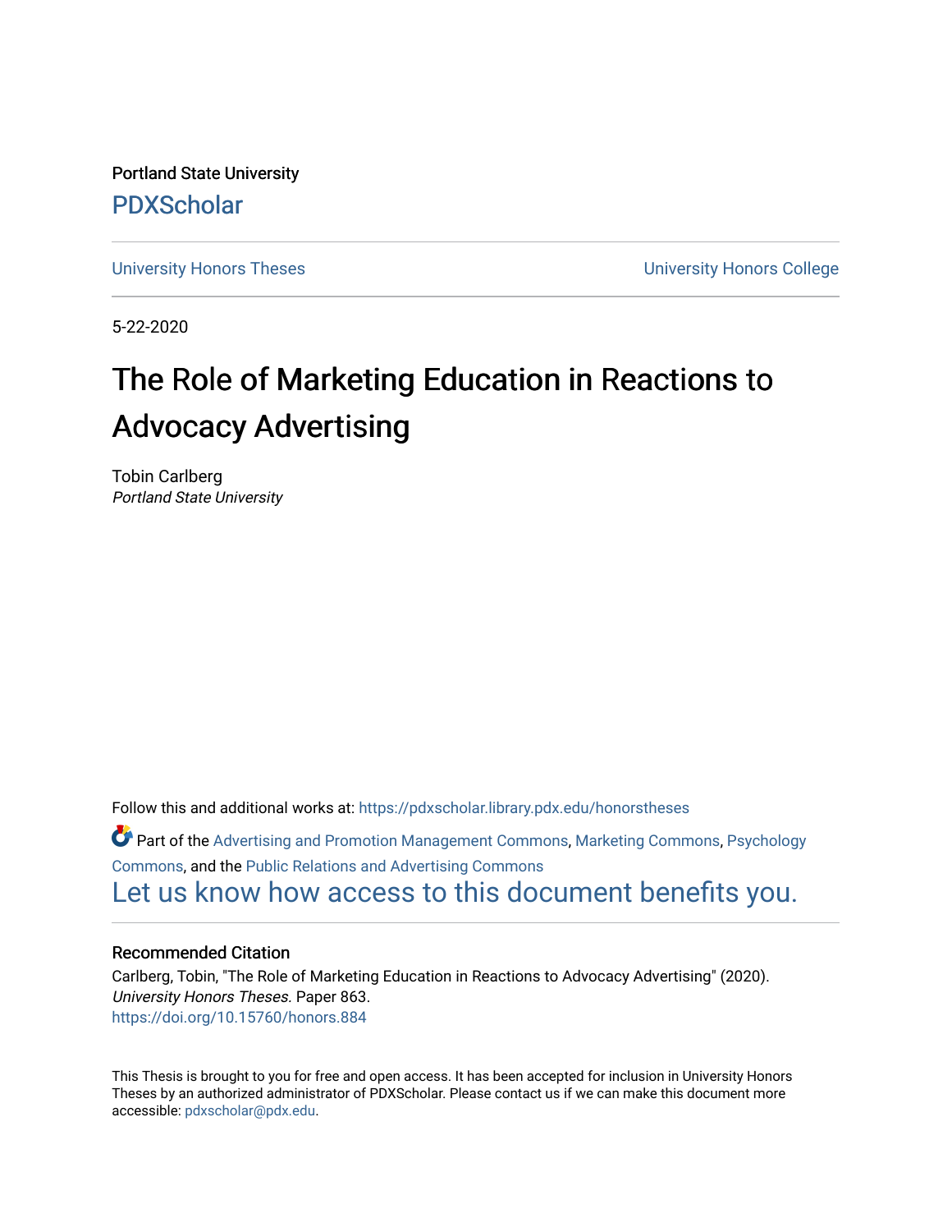Portland State University

PDXScholar

University Honors Theses

University Honors College

5-22-2020

# The Role of Marketing Education in Reactions to Advocacy Advertising

Tobin Carlberg

*Portland State University*

Follow this and additional works at: https://pdxscholar.library.pdx.edu/honorstheses

Part of the Advertising and Promotion Management Commons, Marketing Commons, Psychology Commons, and the Public Relations and Advertising Commons

Let us know how access to this document benefits you.

### Recommended Citation

Carlberg, Tobin, "The Role of Marketing Education in Reactions to Advocacy Advertising" (2020). *University Honors Theses.* Paper 863.

https://doi.org/10.15760/honors.884

This Thesis is brought to you for free and open access. It has been accepted for inclusion in University Honors Theses by an authorized administrator of PDXScholar. Please contact us if we can make this document more accessible: pdxscholar@pdx.edu.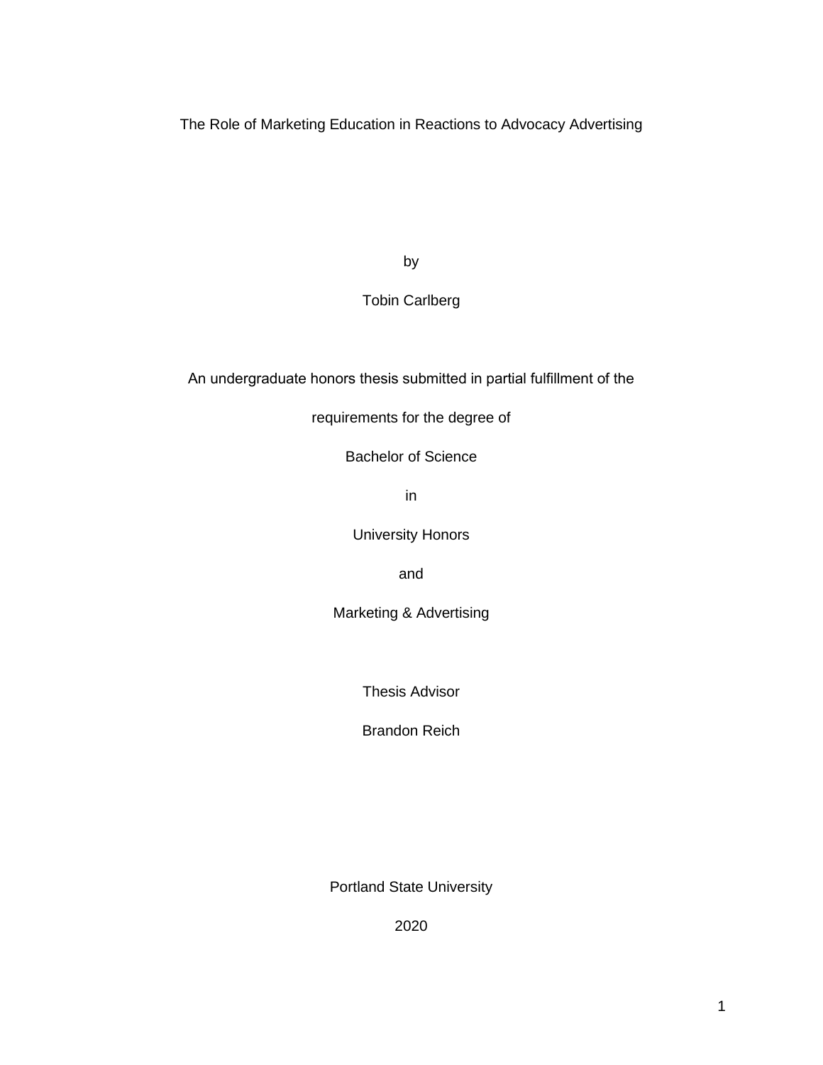# The Role of Marketing Education in Reactions to Advocacy Advertising

by

Tobin Carlberg

An undergraduate honors thesis submitted in partial fulfillment of the

requirements for the degree of

Bachelor of Science

in

University Honors

and

Marketing & Advertising

Thesis Advisor

Brandon Reich

Portland State University

2020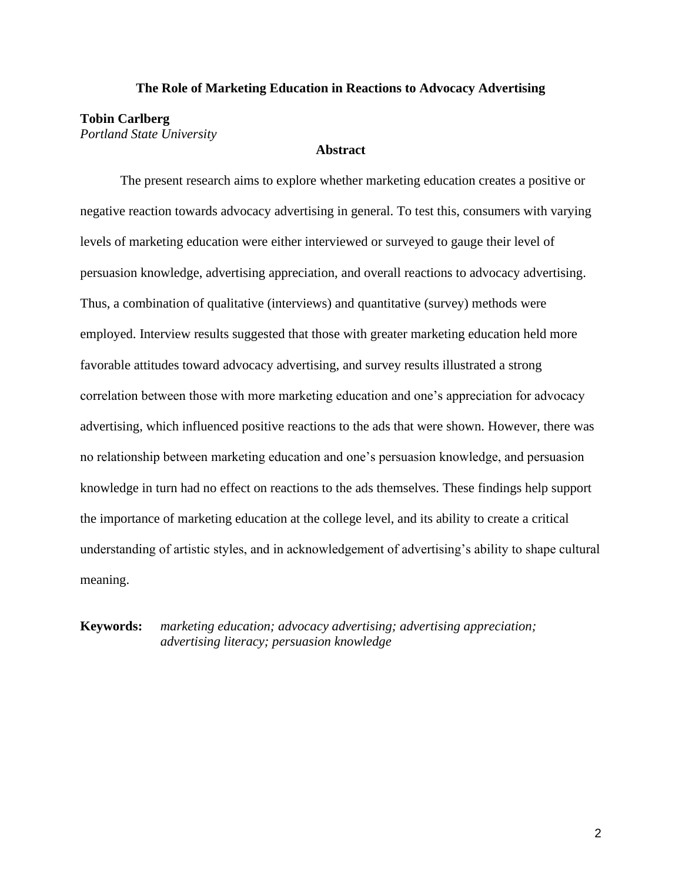# The Role of Marketing Education in Reactions to Advocacy Advertising

**Tobin Carlberg**
*Portland State University*

## Abstract

The present research aims to explore whether marketing education creates a positive or negative reaction towards advocacy advertising in general. To test this, consumers with varying levels of marketing education were either interviewed or surveyed to gauge their level of persuasion knowledge, advertising appreciation, and overall reactions to advocacy advertising. Thus, a combination of qualitative (interviews) and quantitative (survey) methods were employed. Interview results suggested that those with greater marketing education held more favorable attitudes toward advocacy advertising, and survey results illustrated a strong correlation between those with more marketing education and one's appreciation for advocacy advertising, which influenced positive reactions to the ads that were shown. However, there was no relationship between marketing education and one's persuasion knowledge, and persuasion knowledge in turn had no effect on reactions to the ads themselves. These findings help support the importance of marketing education at the college level, and its ability to create a critical understanding of artistic styles, and in acknowledgement of advertising's ability to shape cultural meaning.

**Keywords:** *marketing education; advocacy advertising; advertising appreciation; advertising literacy; persuasion knowledge*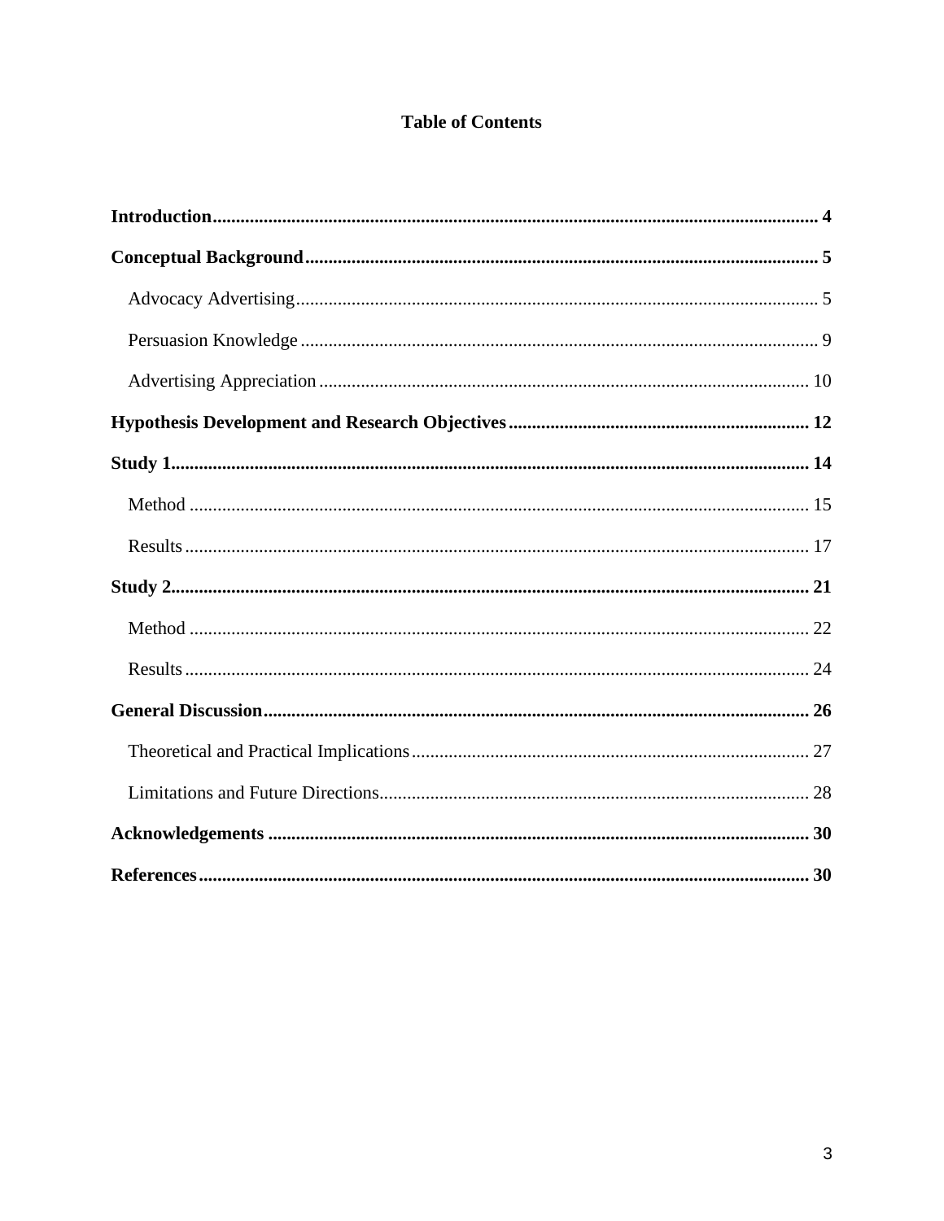# Table of Contents

**Introduction** .......... **4**

**Conceptual Background** .......... **5**

- Advocacy Advertising .......... 5
- Persuasion Knowledge .......... 9
- Advertising Appreciation .......... 10

**Hypothesis Development and Research Objectives** .......... **12**

**Study 1** .......... **14**

- Method .......... 15
- Results .......... 17

**Study 2** .......... **21**

- Method .......... 22
- Results .......... 24

**General Discussion** .......... **26**

- Theoretical and Practical Implications .......... 27
- Limitations and Future Directions .......... 28

**Acknowledgements** .......... **30**

**References** .......... **30**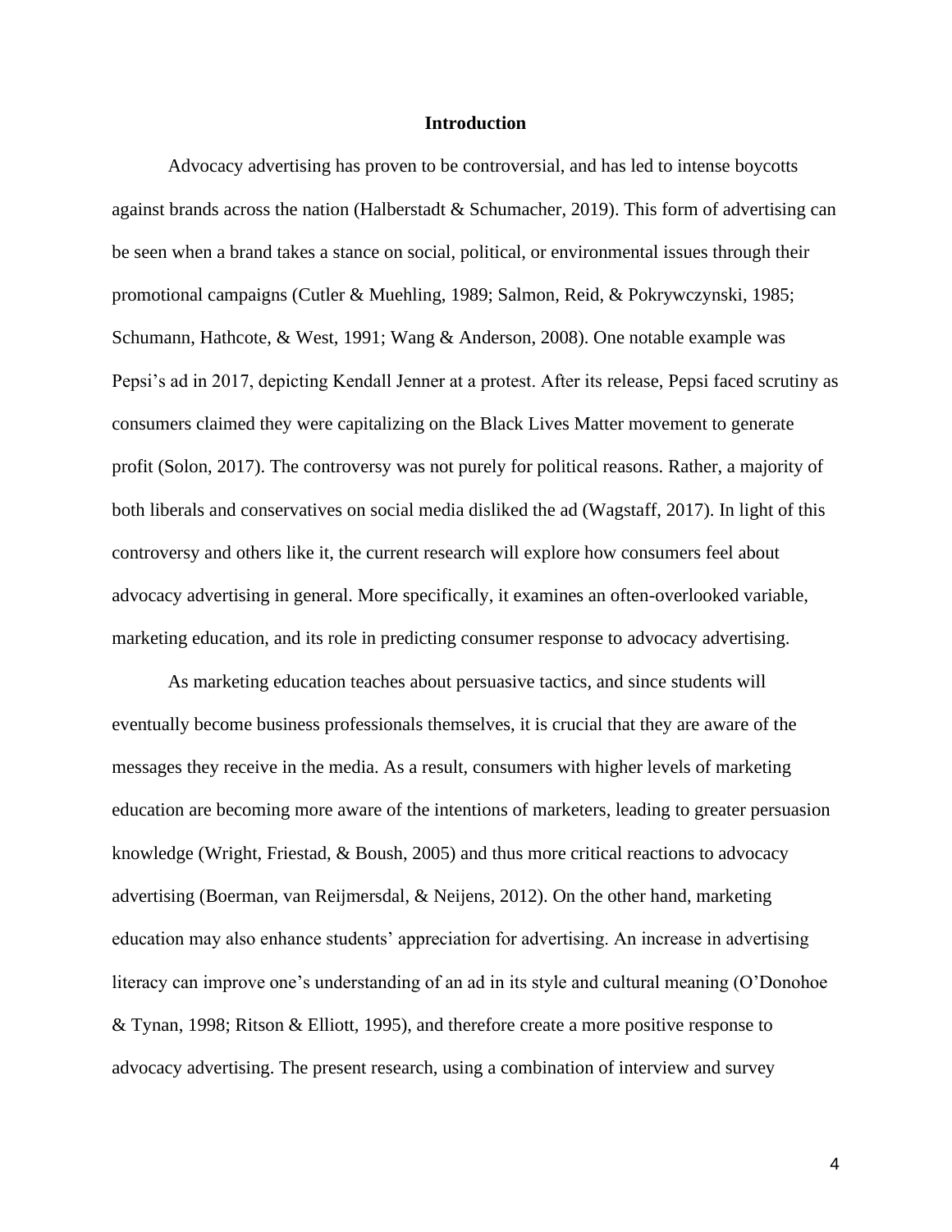## Introduction

Advocacy advertising has proven to be controversial, and has led to intense boycotts against brands across the nation (Halberstadt & Schumacher, 2019). This form of advertising can be seen when a brand takes a stance on social, political, or environmental issues through their promotional campaigns (Cutler & Muehling, 1989; Salmon, Reid, & Pokrywczynski, 1985; Schumann, Hathcote, & West, 1991; Wang & Anderson, 2008). One notable example was Pepsi's ad in 2017, depicting Kendall Jenner at a protest. After its release, Pepsi faced scrutiny as consumers claimed they were capitalizing on the Black Lives Matter movement to generate profit (Solon, 2017). The controversy was not purely for political reasons. Rather, a majority of both liberals and conservatives on social media disliked the ad (Wagstaff, 2017). In light of this controversy and others like it, the current research will explore how consumers feel about advocacy advertising in general. More specifically, it examines an often-overlooked variable, marketing education, and its role in predicting consumer response to advocacy advertising.

As marketing education teaches about persuasive tactics, and since students will eventually become business professionals themselves, it is crucial that they are aware of the messages they receive in the media. As a result, consumers with higher levels of marketing education are becoming more aware of the intentions of marketers, leading to greater persuasion knowledge (Wright, Friestad, & Boush, 2005) and thus more critical reactions to advocacy advertising (Boerman, van Reijmersdal, & Neijens, 2012). On the other hand, marketing education may also enhance students' appreciation for advertising. An increase in advertising literacy can improve one's understanding of an ad in its style and cultural meaning (O'Donohoe & Tynan, 1998; Ritson & Elliott, 1995), and therefore create a more positive response to advocacy advertising. The present research, using a combination of interview and survey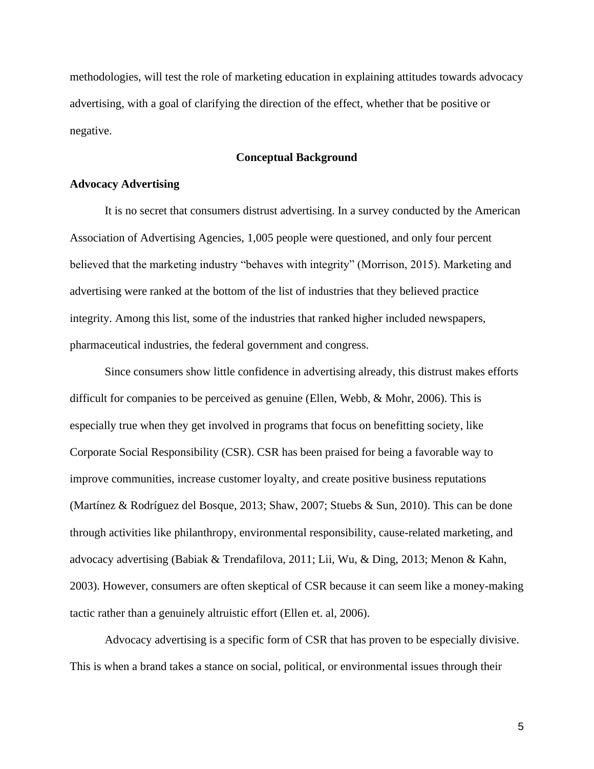methodologies, will test the role of marketing education in explaining attitudes towards advocacy advertising, with a goal of clarifying the direction of the effect, whether that be positive or negative.

## Conceptual Background

### Advocacy Advertising

It is no secret that consumers distrust advertising. In a survey conducted by the American Association of Advertising Agencies, 1,005 people were questioned, and only four percent believed that the marketing industry "behaves with integrity" (Morrison, 2015). Marketing and advertising were ranked at the bottom of the list of industries that they believed practice integrity. Among this list, some of the industries that ranked higher included newspapers, pharmaceutical industries, the federal government and congress.

Since consumers show little confidence in advertising already, this distrust makes efforts difficult for companies to be perceived as genuine (Ellen, Webb, & Mohr, 2006). This is especially true when they get involved in programs that focus on benefitting society, like Corporate Social Responsibility (CSR). CSR has been praised for being a favorable way to improve communities, increase customer loyalty, and create positive business reputations (Martínez & Rodríguez del Bosque, 2013; Shaw, 2007; Stuebs & Sun, 2010). This can be done through activities like philanthropy, environmental responsibility, cause-related marketing, and advocacy advertising (Babiak & Trendafilova, 2011; Lii, Wu, & Ding, 2013; Menon & Kahn, 2003). However, consumers are often skeptical of CSR because it can seem like a money-making tactic rather than a genuinely altruistic effort (Ellen et. al, 2006).

Advocacy advertising is a specific form of CSR that has proven to be especially divisive. This is when a brand takes a stance on social, political, or environmental issues through their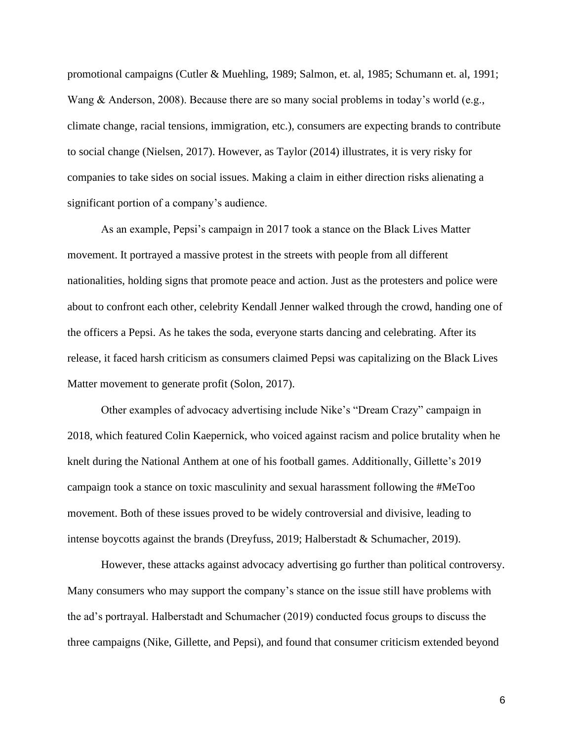promotional campaigns (Cutler & Muehling, 1989; Salmon, et. al, 1985; Schumann et. al, 1991; Wang & Anderson, 2008). Because there are so many social problems in today's world (e.g., climate change, racial tensions, immigration, etc.), consumers are expecting brands to contribute to social change (Nielsen, 2017). However, as Taylor (2014) illustrates, it is very risky for companies to take sides on social issues. Making a claim in either direction risks alienating a significant portion of a company's audience.

As an example, Pepsi's campaign in 2017 took a stance on the Black Lives Matter movement. It portrayed a massive protest in the streets with people from all different nationalities, holding signs that promote peace and action. Just as the protesters and police were about to confront each other, celebrity Kendall Jenner walked through the crowd, handing one of the officers a Pepsi. As he takes the soda, everyone starts dancing and celebrating. After its release, it faced harsh criticism as consumers claimed Pepsi was capitalizing on the Black Lives Matter movement to generate profit (Solon, 2017).

Other examples of advocacy advertising include Nike's "Dream Crazy" campaign in 2018, which featured Colin Kaepernick, who voiced against racism and police brutality when he knelt during the National Anthem at one of his football games. Additionally, Gillette's 2019 campaign took a stance on toxic masculinity and sexual harassment following the #MeToo movement. Both of these issues proved to be widely controversial and divisive, leading to intense boycotts against the brands (Dreyfuss, 2019; Halberstadt & Schumacher, 2019).

However, these attacks against advocacy advertising go further than political controversy. Many consumers who may support the company's stance on the issue still have problems with the ad's portrayal. Halberstadt and Schumacher (2019) conducted focus groups to discuss the three campaigns (Nike, Gillette, and Pepsi), and found that consumer criticism extended beyond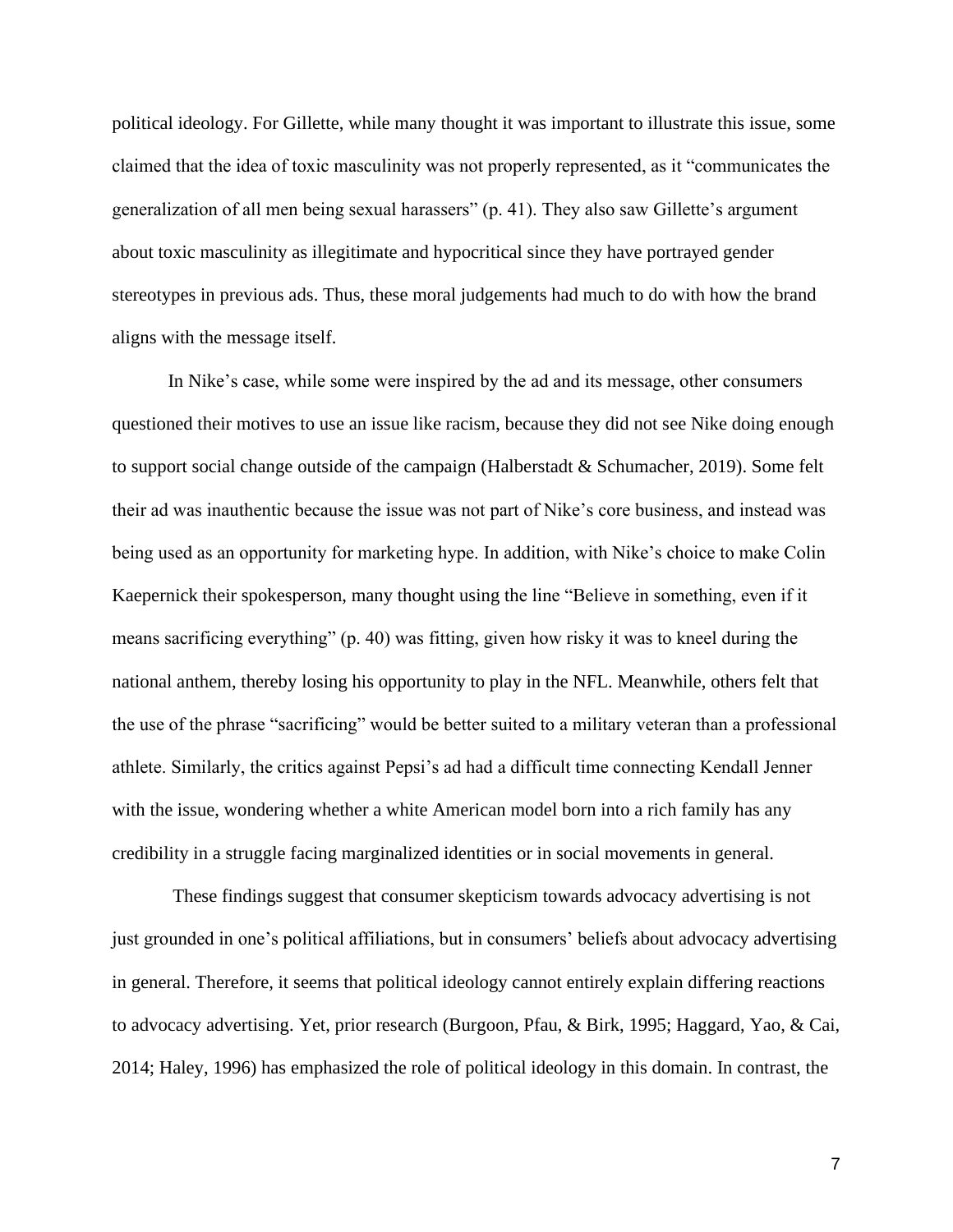political ideology. For Gillette, while many thought it was important to illustrate this issue, some claimed that the idea of toxic masculinity was not properly represented, as it "communicates the generalization of all men being sexual harassers" (p. 41). They also saw Gillette's argument about toxic masculinity as illegitimate and hypocritical since they have portrayed gender stereotypes in previous ads. Thus, these moral judgements had much to do with how the brand aligns with the message itself.

In Nike's case, while some were inspired by the ad and its message, other consumers questioned their motives to use an issue like racism, because they did not see Nike doing enough to support social change outside of the campaign (Halberstadt & Schumacher, 2019). Some felt their ad was inauthentic because the issue was not part of Nike's core business, and instead was being used as an opportunity for marketing hype. In addition, with Nike's choice to make Colin Kaepernick their spokesperson, many thought using the line "Believe in something, even if it means sacrificing everything" (p. 40) was fitting, given how risky it was to kneel during the national anthem, thereby losing his opportunity to play in the NFL. Meanwhile, others felt that the use of the phrase "sacrificing" would be better suited to a military veteran than a professional athlete. Similarly, the critics against Pepsi's ad had a difficult time connecting Kendall Jenner with the issue, wondering whether a white American model born into a rich family has any credibility in a struggle facing marginalized identities or in social movements in general.

These findings suggest that consumer skepticism towards advocacy advertising is not just grounded in one's political affiliations, but in consumers' beliefs about advocacy advertising in general. Therefore, it seems that political ideology cannot entirely explain differing reactions to advocacy advertising. Yet, prior research (Burgoon, Pfau, & Birk, 1995; Haggard, Yao, & Cai, 2014; Haley, 1996) has emphasized the role of political ideology in this domain. In contrast, the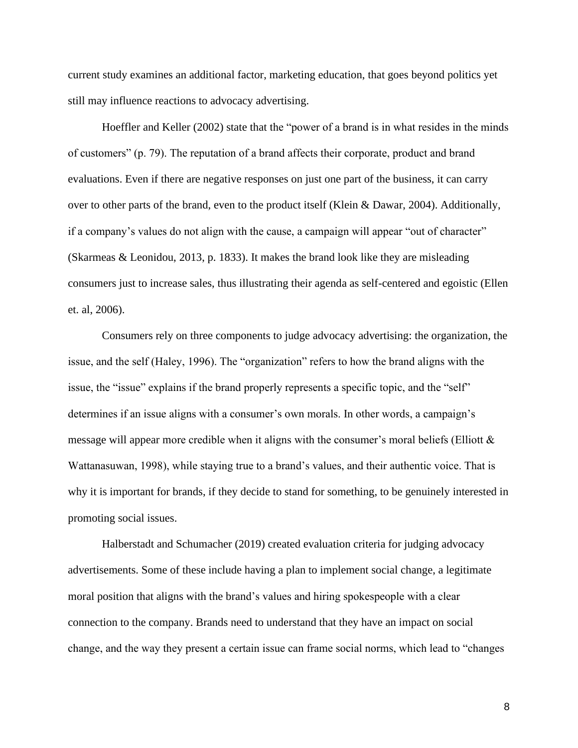current study examines an additional factor, marketing education, that goes beyond politics yet still may influence reactions to advocacy advertising.

Hoeffler and Keller (2002) state that the "power of a brand is in what resides in the minds of customers" (p. 79). The reputation of a brand affects their corporate, product and brand evaluations. Even if there are negative responses on just one part of the business, it can carry over to other parts of the brand, even to the product itself (Klein & Dawar, 2004). Additionally, if a company's values do not align with the cause, a campaign will appear "out of character" (Skarmeas & Leonidou, 2013, p. 1833). It makes the brand look like they are misleading consumers just to increase sales, thus illustrating their agenda as self-centered and egoistic (Ellen et. al, 2006).

Consumers rely on three components to judge advocacy advertising: the organization, the issue, and the self (Haley, 1996). The "organization" refers to how the brand aligns with the issue, the "issue" explains if the brand properly represents a specific topic, and the "self" determines if an issue aligns with a consumer's own morals. In other words, a campaign's message will appear more credible when it aligns with the consumer's moral beliefs (Elliott & Wattanasuwan, 1998), while staying true to a brand's values, and their authentic voice. That is why it is important for brands, if they decide to stand for something, to be genuinely interested in promoting social issues.

Halberstadt and Schumacher (2019) created evaluation criteria for judging advocacy advertisements. Some of these include having a plan to implement social change, a legitimate moral position that aligns with the brand's values and hiring spokespeople with a clear connection to the company. Brands need to understand that they have an impact on social change, and the way they present a certain issue can frame social norms, which lead to "changes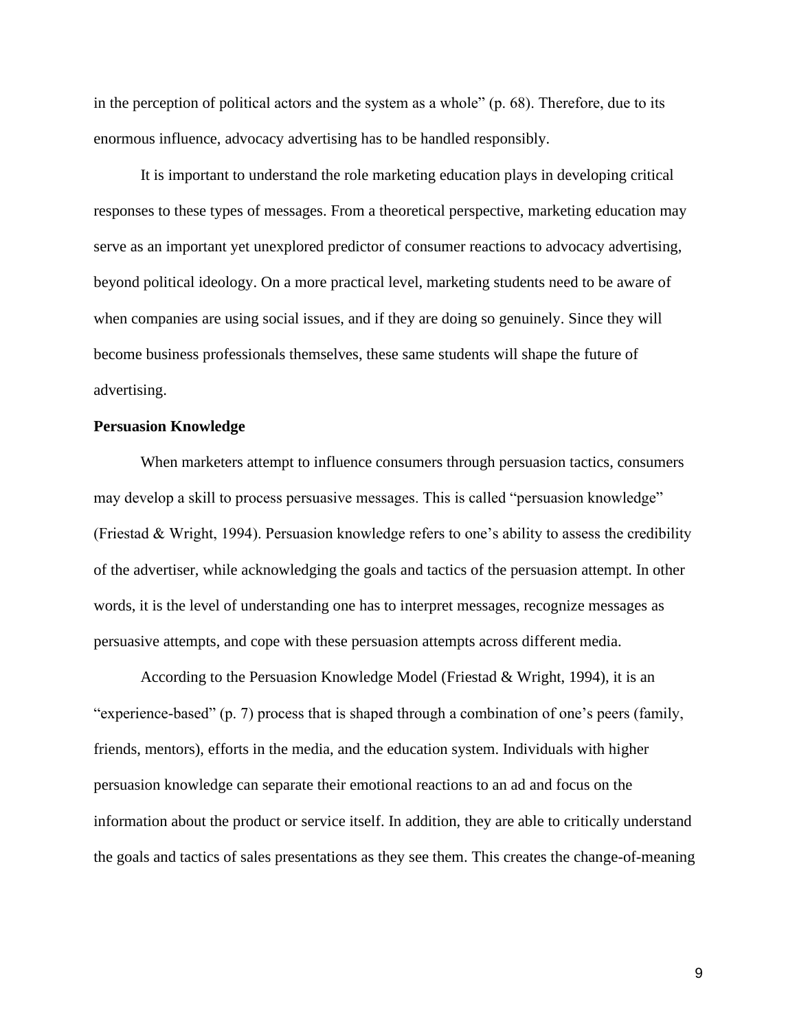in the perception of political actors and the system as a whole" (p. 68). Therefore, due to its enormous influence, advocacy advertising has to be handled responsibly.

It is important to understand the role marketing education plays in developing critical responses to these types of messages. From a theoretical perspective, marketing education may serve as an important yet unexplored predictor of consumer reactions to advocacy advertising, beyond political ideology. On a more practical level, marketing students need to be aware of when companies are using social issues, and if they are doing so genuinely. Since they will become business professionals themselves, these same students will shape the future of advertising.

**Persuasion Knowledge**

When marketers attempt to influence consumers through persuasion tactics, consumers may develop a skill to process persuasive messages. This is called "persuasion knowledge" (Friestad & Wright, 1994). Persuasion knowledge refers to one's ability to assess the credibility of the advertiser, while acknowledging the goals and tactics of the persuasion attempt. In other words, it is the level of understanding one has to interpret messages, recognize messages as persuasive attempts, and cope with these persuasion attempts across different media.

According to the Persuasion Knowledge Model (Friestad & Wright, 1994), it is an "experience-based" (p. 7) process that is shaped through a combination of one's peers (family, friends, mentors), efforts in the media, and the education system. Individuals with higher persuasion knowledge can separate their emotional reactions to an ad and focus on the information about the product or service itself. In addition, they are able to critically understand the goals and tactics of sales presentations as they see them. This creates the change-of-meaning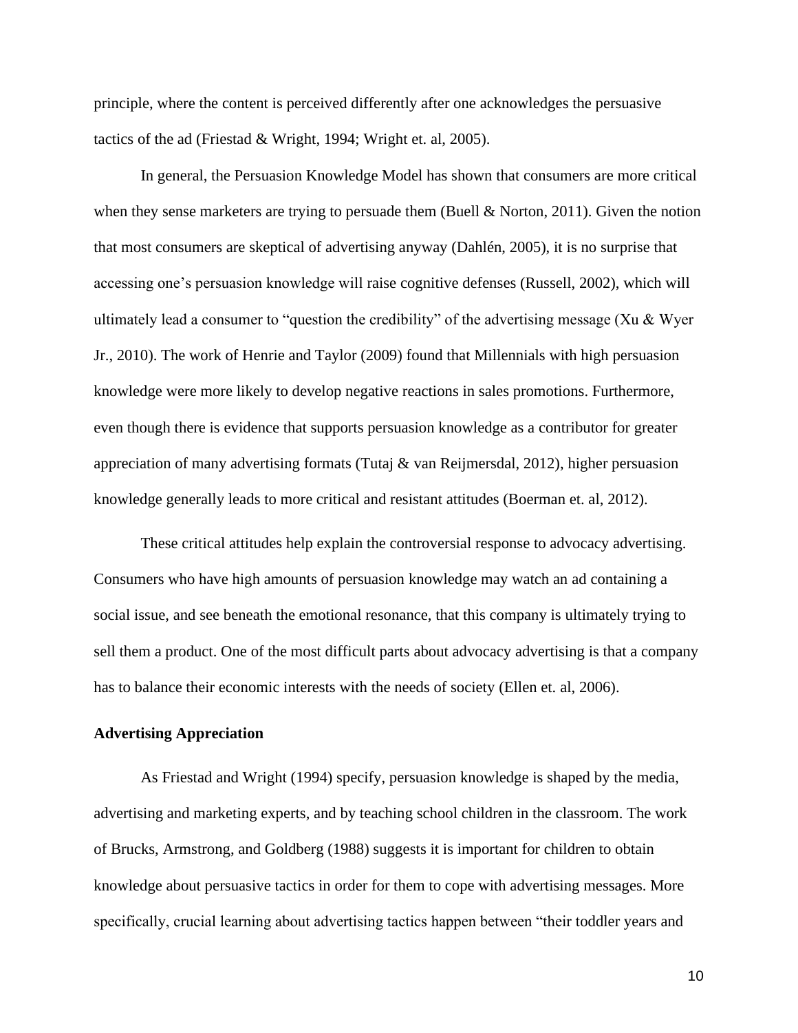principle, where the content is perceived differently after one acknowledges the persuasive tactics of the ad (Friestad & Wright, 1994; Wright et. al, 2005).

In general, the Persuasion Knowledge Model has shown that consumers are more critical when they sense marketers are trying to persuade them (Buell & Norton, 2011). Given the notion that most consumers are skeptical of advertising anyway (Dahlén, 2005), it is no surprise that accessing one's persuasion knowledge will raise cognitive defenses (Russell, 2002), which will ultimately lead a consumer to "question the credibility" of the advertising message (Xu & Wyer Jr., 2010). The work of Henrie and Taylor (2009) found that Millennials with high persuasion knowledge were more likely to develop negative reactions in sales promotions. Furthermore, even though there is evidence that supports persuasion knowledge as a contributor for greater appreciation of many advertising formats (Tutaj & van Reijmersdal, 2012), higher persuasion knowledge generally leads to more critical and resistant attitudes (Boerman et. al, 2012).

These critical attitudes help explain the controversial response to advocacy advertising. Consumers who have high amounts of persuasion knowledge may watch an ad containing a social issue, and see beneath the emotional resonance, that this company is ultimately trying to sell them a product. One of the most difficult parts about advocacy advertising is that a company has to balance their economic interests with the needs of society (Ellen et. al, 2006).

**Advertising Appreciation**

As Friestad and Wright (1994) specify, persuasion knowledge is shaped by the media, advertising and marketing experts, and by teaching school children in the classroom. The work of Brucks, Armstrong, and Goldberg (1988) suggests it is important for children to obtain knowledge about persuasive tactics in order for them to cope with advertising messages. More specifically, crucial learning about advertising tactics happen between "their toddler years and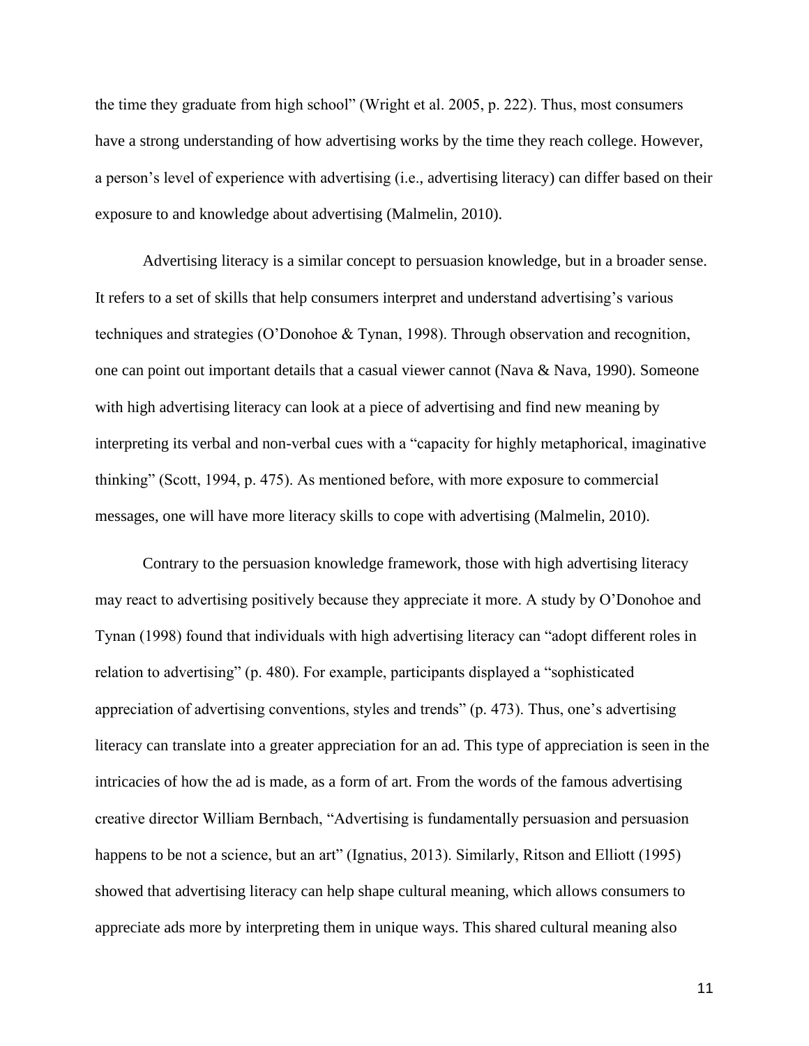the time they graduate from high school" (Wright et al. 2005, p. 222). Thus, most consumers have a strong understanding of how advertising works by the time they reach college. However, a person's level of experience with advertising (i.e., advertising literacy) can differ based on their exposure to and knowledge about advertising (Malmelin, 2010).

Advertising literacy is a similar concept to persuasion knowledge, but in a broader sense. It refers to a set of skills that help consumers interpret and understand advertising's various techniques and strategies (O'Donohoe & Tynan, 1998). Through observation and recognition, one can point out important details that a casual viewer cannot (Nava & Nava, 1990). Someone with high advertising literacy can look at a piece of advertising and find new meaning by interpreting its verbal and non-verbal cues with a "capacity for highly metaphorical, imaginative thinking" (Scott, 1994, p. 475). As mentioned before, with more exposure to commercial messages, one will have more literacy skills to cope with advertising (Malmelin, 2010).

Contrary to the persuasion knowledge framework, those with high advertising literacy may react to advertising positively because they appreciate it more. A study by O'Donohoe and Tynan (1998) found that individuals with high advertising literacy can "adopt different roles in relation to advertising" (p. 480). For example, participants displayed a "sophisticated appreciation of advertising conventions, styles and trends" (p. 473). Thus, one's advertising literacy can translate into a greater appreciation for an ad. This type of appreciation is seen in the intricacies of how the ad is made, as a form of art. From the words of the famous advertising creative director William Bernbach, "Advertising is fundamentally persuasion and persuasion happens to be not a science, but an art" (Ignatius, 2013). Similarly, Ritson and Elliott (1995) showed that advertising literacy can help shape cultural meaning, which allows consumers to appreciate ads more by interpreting them in unique ways. This shared cultural meaning also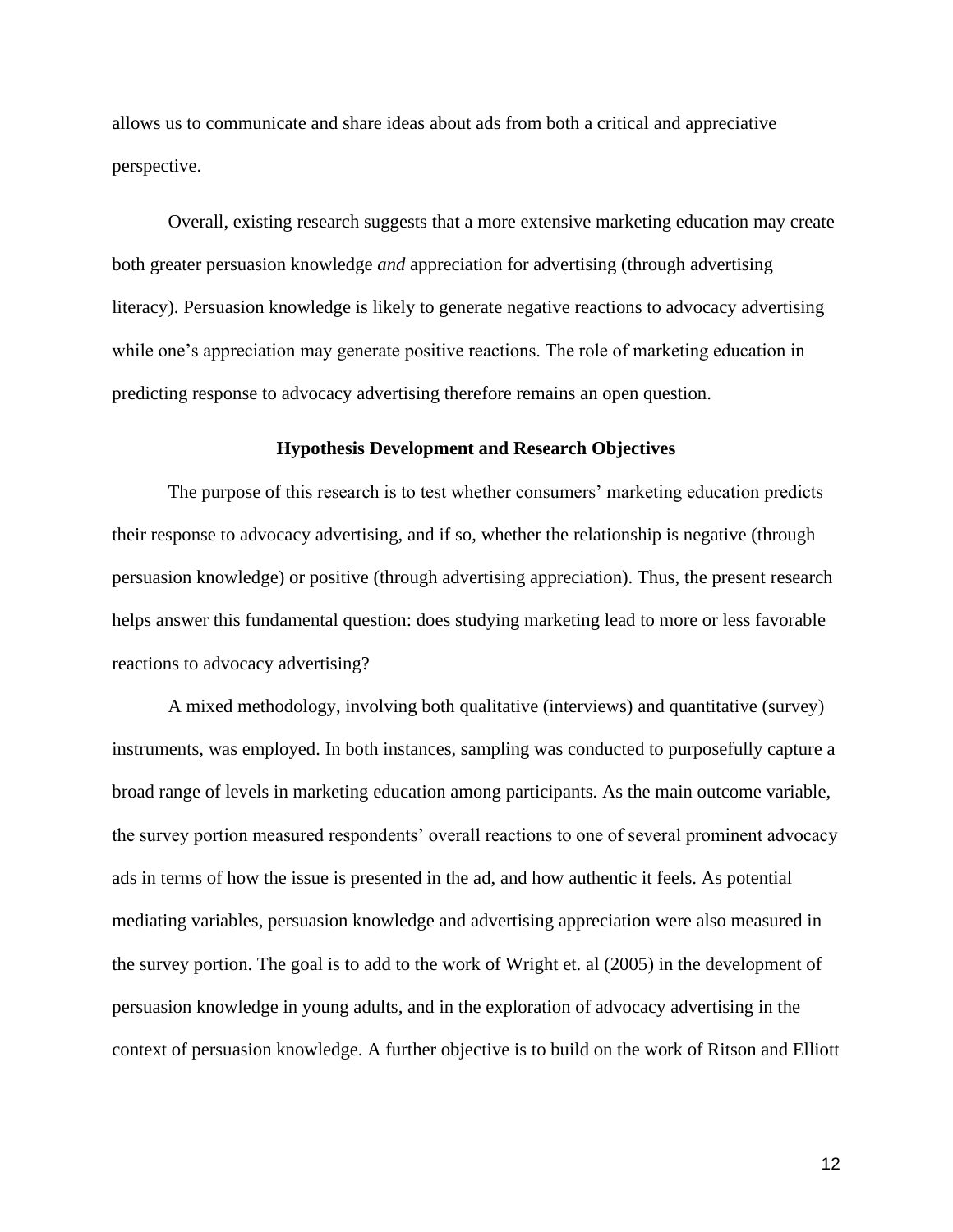allows us to communicate and share ideas about ads from both a critical and appreciative perspective.

Overall, existing research suggests that a more extensive marketing education may create both greater persuasion knowledge *and* appreciation for advertising (through advertising literacy). Persuasion knowledge is likely to generate negative reactions to advocacy advertising while one's appreciation may generate positive reactions. The role of marketing education in predicting response to advocacy advertising therefore remains an open question.

## Hypothesis Development and Research Objectives

The purpose of this research is to test whether consumers' marketing education predicts their response to advocacy advertising, and if so, whether the relationship is negative (through persuasion knowledge) or positive (through advertising appreciation). Thus, the present research helps answer this fundamental question: does studying marketing lead to more or less favorable reactions to advocacy advertising?

A mixed methodology, involving both qualitative (interviews) and quantitative (survey) instruments, was employed. In both instances, sampling was conducted to purposefully capture a broad range of levels in marketing education among participants. As the main outcome variable, the survey portion measured respondents' overall reactions to one of several prominent advocacy ads in terms of how the issue is presented in the ad, and how authentic it feels. As potential mediating variables, persuasion knowledge and advertising appreciation were also measured in the survey portion. The goal is to add to the work of Wright et. al (2005) in the development of persuasion knowledge in young adults, and in the exploration of advocacy advertising in the context of persuasion knowledge. A further objective is to build on the work of Ritson and Elliott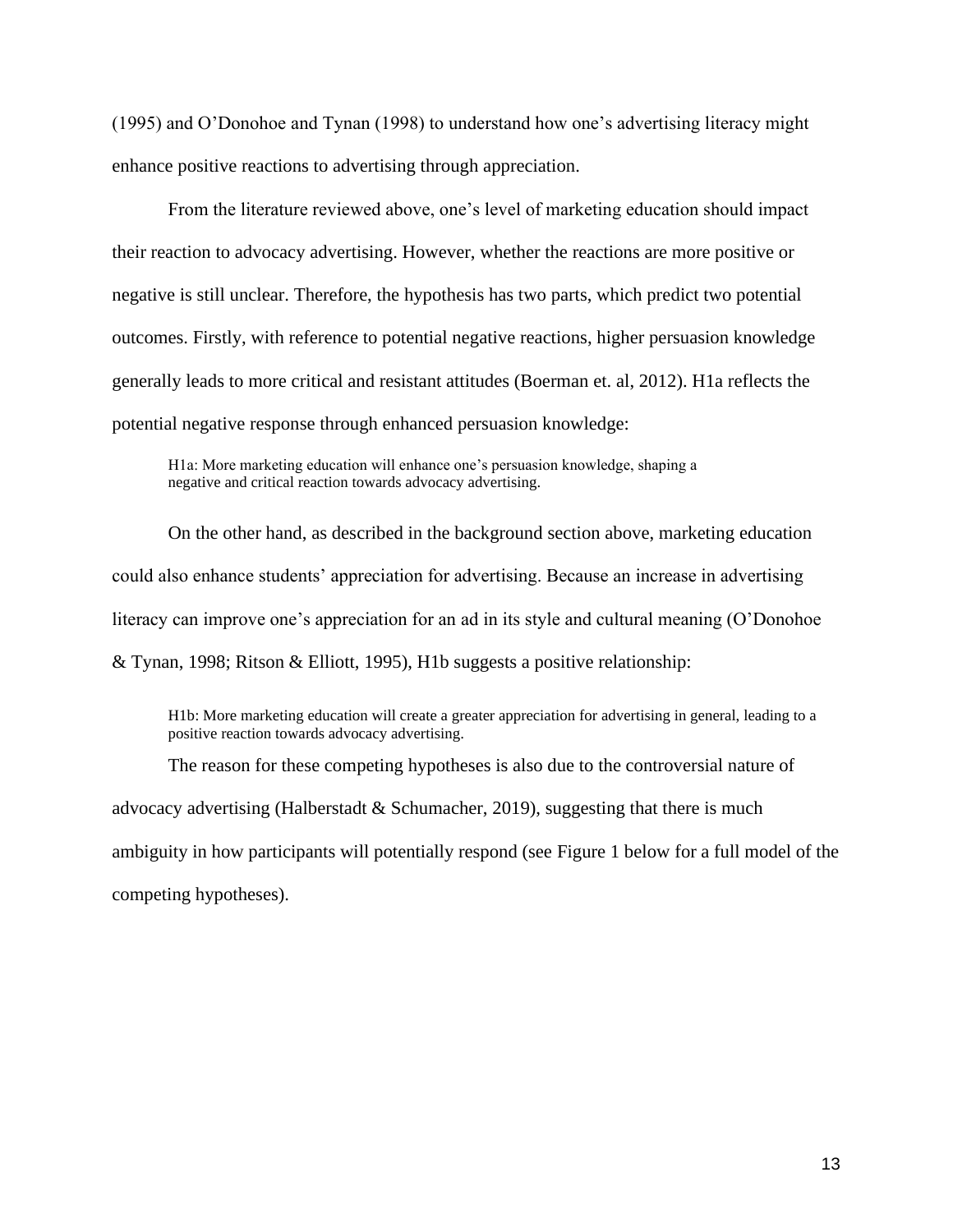(1995) and O'Donohoe and Tynan (1998) to understand how one's advertising literacy might enhance positive reactions to advertising through appreciation.

From the literature reviewed above, one's level of marketing education should impact their reaction to advocacy advertising. However, whether the reactions are more positive or negative is still unclear. Therefore, the hypothesis has two parts, which predict two potential outcomes. Firstly, with reference to potential negative reactions, higher persuasion knowledge generally leads to more critical and resistant attitudes (Boerman et. al, 2012). H1a reflects the potential negative response through enhanced persuasion knowledge:

> H1a: More marketing education will enhance one's persuasion knowledge, shaping a negative and critical reaction towards advocacy advertising.

On the other hand, as described in the background section above, marketing education could also enhance students' appreciation for advertising. Because an increase in advertising literacy can improve one's appreciation for an ad in its style and cultural meaning (O'Donohoe & Tynan, 1998; Ritson & Elliott, 1995), H1b suggests a positive relationship:

> H1b: More marketing education will create a greater appreciation for advertising in general, leading to a positive reaction towards advocacy advertising.

The reason for these competing hypotheses is also due to the controversial nature of advocacy advertising (Halberstadt & Schumacher, 2019), suggesting that there is much ambiguity in how participants will potentially respond (see Figure 1 below for a full model of the competing hypotheses).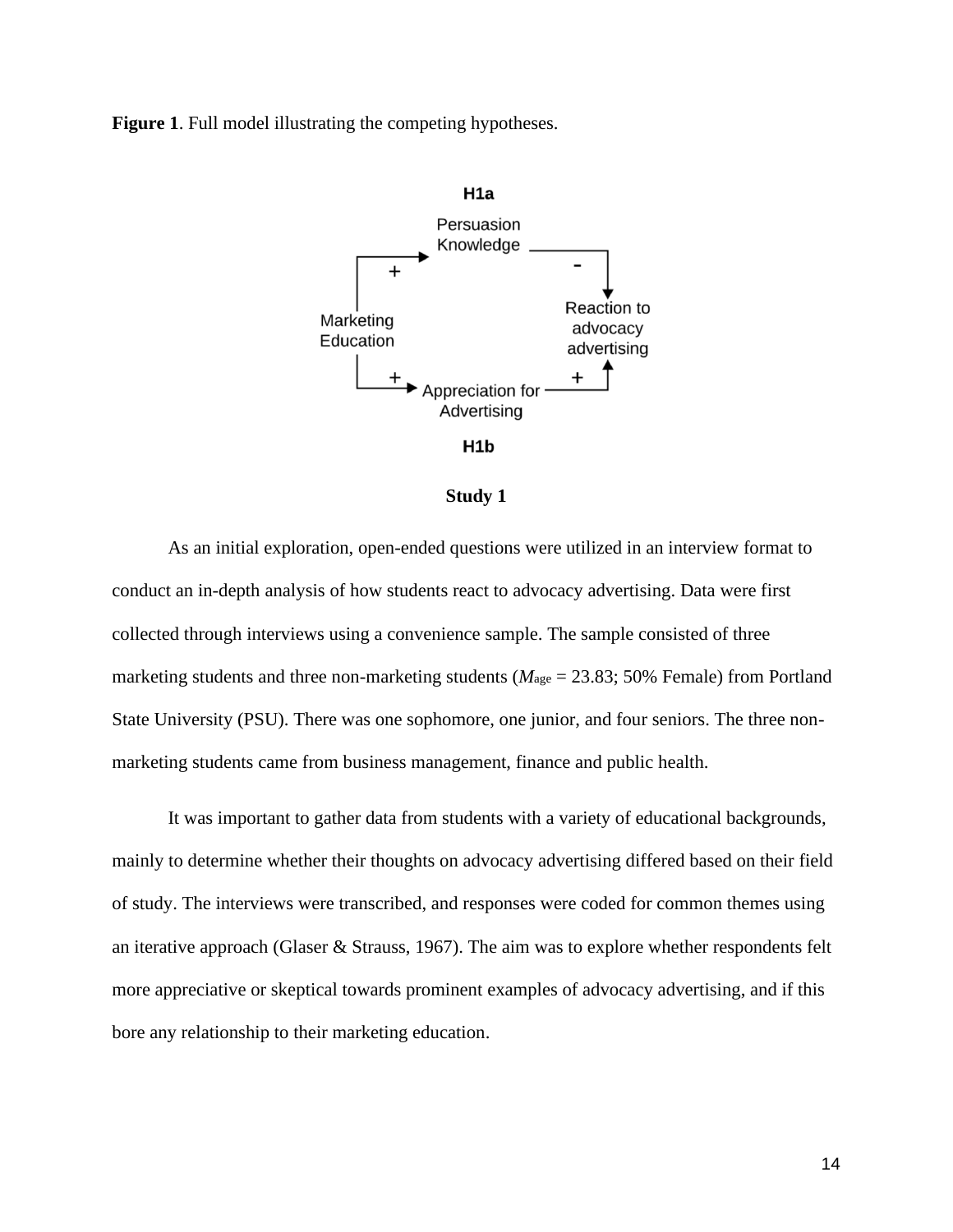**Figure 1**. Full model illustrating the competing hypotheses.

### Study 1

As an initial exploration, open-ended questions were utilized in an interview format to conduct an in-depth analysis of how students react to advocacy advertising. Data were first collected through interviews using a convenience sample. The sample consisted of three marketing students and three non-marketing students ($M_{age}$ = 23.83; 50% Female) from Portland State University (PSU). There was one sophomore, one junior, and four seniors. The three non-marketing students came from business management, finance and public health.

It was important to gather data from students with a variety of educational backgrounds, mainly to determine whether their thoughts on advocacy advertising differed based on their field of study. The interviews were transcribed, and responses were coded for common themes using an iterative approach (Glaser & Strauss, 1967). The aim was to explore whether respondents felt more appreciative or skeptical towards prominent examples of advocacy advertising, and if this bore any relationship to their marketing education.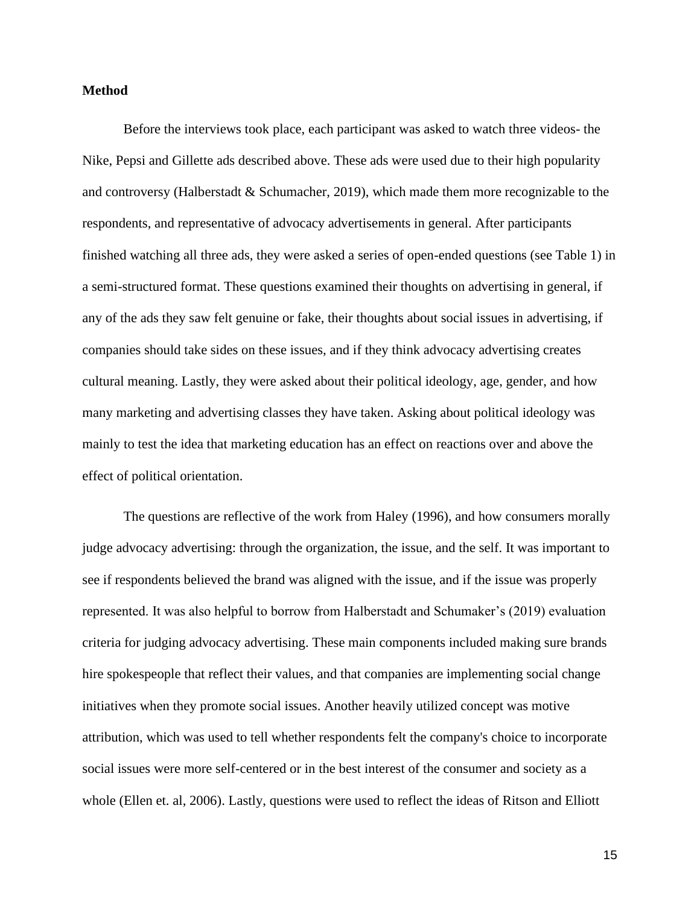**Method**

Before the interviews took place, each participant was asked to watch three videos- the Nike, Pepsi and Gillette ads described above. These ads were used due to their high popularity and controversy (Halberstadt & Schumacher, 2019), which made them more recognizable to the respondents, and representative of advocacy advertisements in general. After participants finished watching all three ads, they were asked a series of open-ended questions (see Table 1) in a semi-structured format. These questions examined their thoughts on advertising in general, if any of the ads they saw felt genuine or fake, their thoughts about social issues in advertising, if companies should take sides on these issues, and if they think advocacy advertising creates cultural meaning. Lastly, they were asked about their political ideology, age, gender, and how many marketing and advertising classes they have taken. Asking about political ideology was mainly to test the idea that marketing education has an effect on reactions over and above the effect of political orientation.

The questions are reflective of the work from Haley (1996), and how consumers morally judge advocacy advertising: through the organization, the issue, and the self. It was important to see if respondents believed the brand was aligned with the issue, and if the issue was properly represented. It was also helpful to borrow from Halberstadt and Schumaker's (2019) evaluation criteria for judging advocacy advertising. These main components included making sure brands hire spokespeople that reflect their values, and that companies are implementing social change initiatives when they promote social issues. Another heavily utilized concept was motive attribution, which was used to tell whether respondents felt the company's choice to incorporate social issues were more self-centered or in the best interest of the consumer and society as a whole (Ellen et. al, 2006). Lastly, questions were used to reflect the ideas of Ritson and Elliott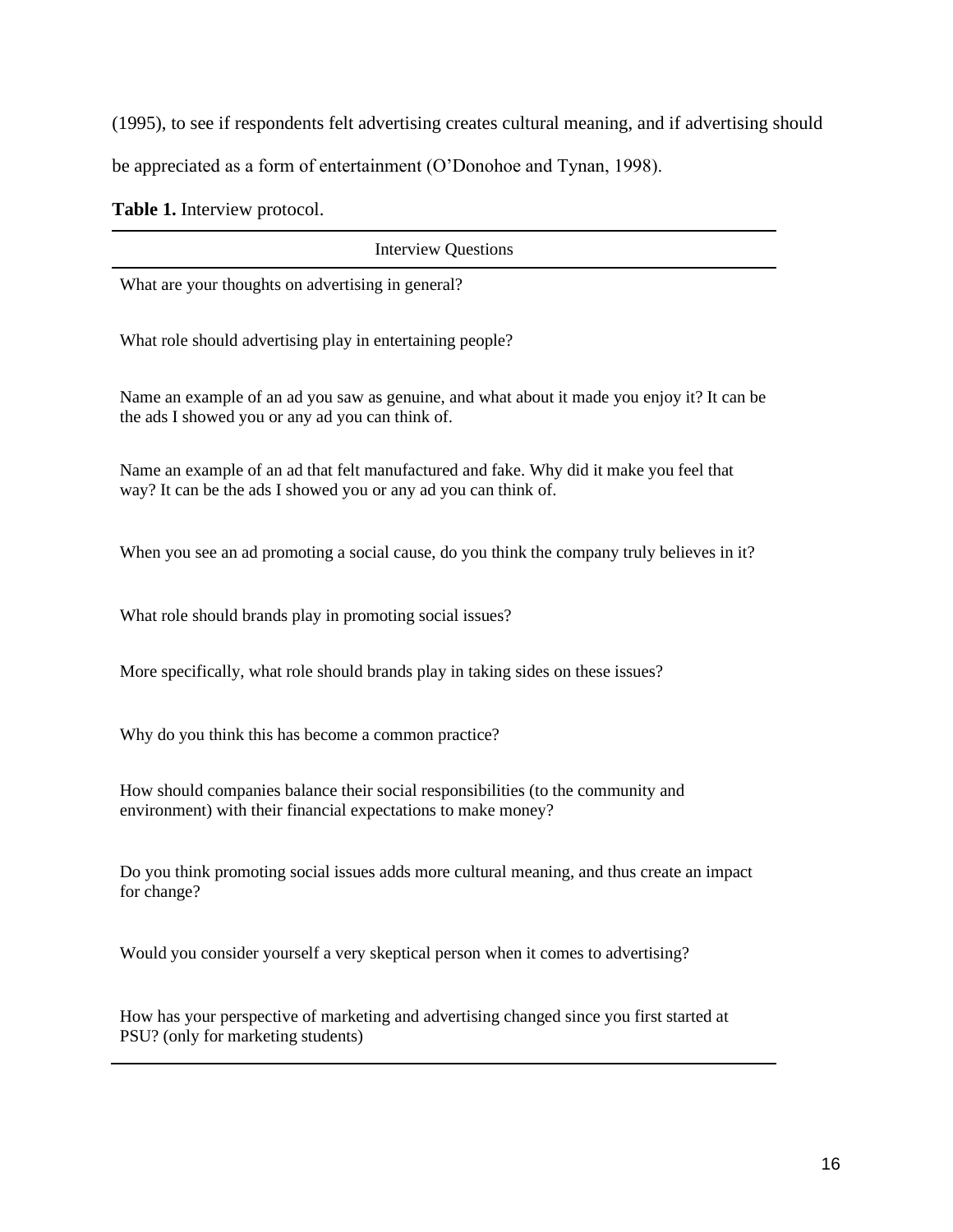(1995), to see if respondents felt advertising creates cultural meaning, and if advertising should be appreciated as a form of entertainment (O'Donohoe and Tynan, 1998).

**Table 1.** Interview protocol.

| Interview Questions |
| --- |
| What are your thoughts on advertising in general? |
| What role should advertising play in entertaining people? |
| Name an example of an ad you saw as genuine, and what about it made you enjoy it? It can be the ads I showed you or any ad you can think of. |
| Name an example of an ad that felt manufactured and fake. Why did it make you feel that way? It can be the ads I showed you or any ad you can think of. |
| When you see an ad promoting a social cause, do you think the company truly believes in it? |
| What role should brands play in promoting social issues? |
| More specifically, what role should brands play in taking sides on these issues? |
| Why do you think this has become a common practice? |
| How should companies balance their social responsibilities (to the community and environment) with their financial expectations to make money? |
| Do you think promoting social issues adds more cultural meaning, and thus create an impact for change? |
| Would you consider yourself a very skeptical person when it comes to advertising? |
| How has your perspective of marketing and advertising changed since you first started at PSU? (only for marketing students) |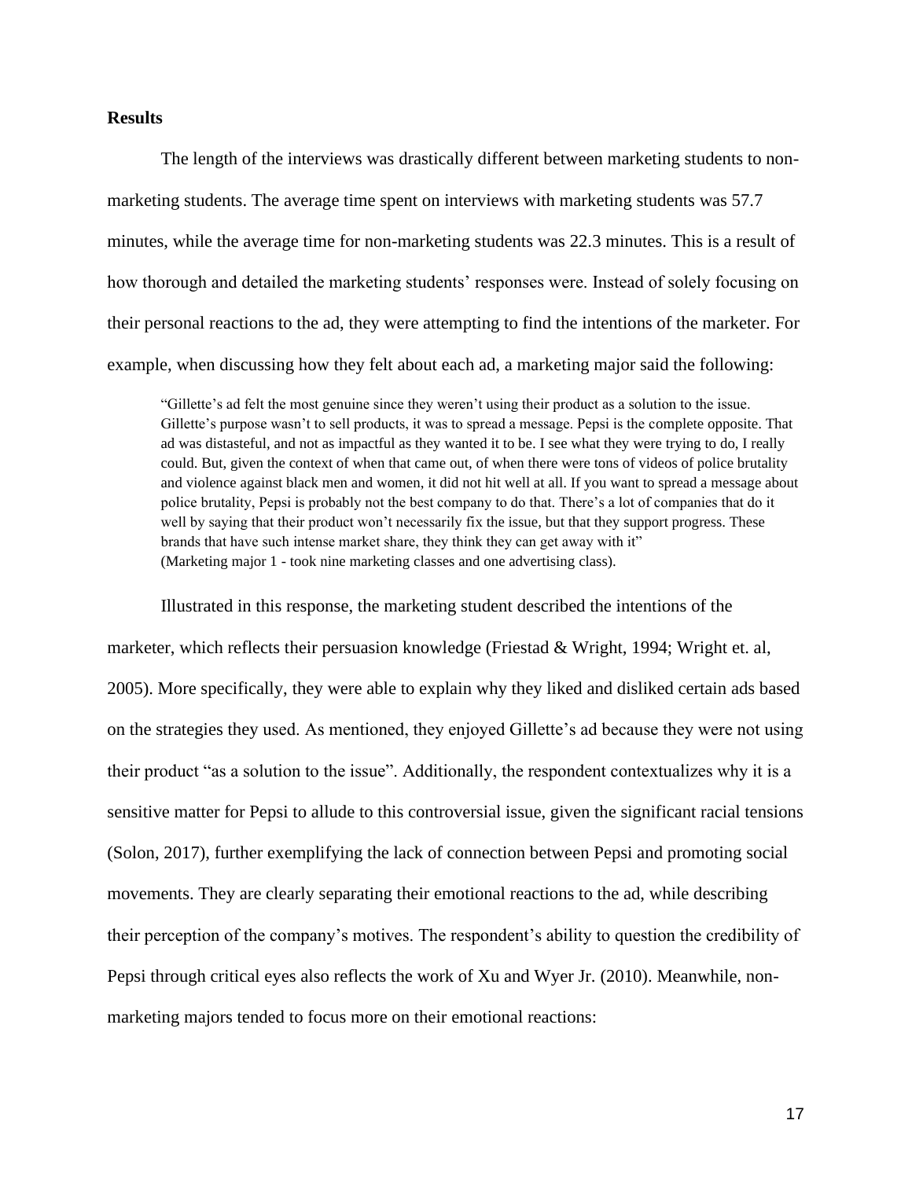**Results**

The length of the interviews was drastically different between marketing students to non-marketing students. The average time spent on interviews with marketing students was 57.7 minutes, while the average time for non-marketing students was 22.3 minutes. This is a result of how thorough and detailed the marketing students' responses were. Instead of solely focusing on their personal reactions to the ad, they were attempting to find the intentions of the marketer. For example, when discussing how they felt about each ad, a marketing major said the following:

> "Gillette's ad felt the most genuine since they weren't using their product as a solution to the issue. Gillette's purpose wasn't to sell products, it was to spread a message. Pepsi is the complete opposite. That ad was distasteful, and not as impactful as they wanted it to be. I see what they were trying to do, I really could. But, given the context of when that came out, of when there were tons of videos of police brutality and violence against black men and women, it did not hit well at all. If you want to spread a message about police brutality, Pepsi is probably not the best company to do that. There's a lot of companies that do it well by saying that their product won't necessarily fix the issue, but that they support progress. These brands that have such intense market share, they think they can get away with it" (Marketing major 1 - took nine marketing classes and one advertising class).

Illustrated in this response, the marketing student described the intentions of the marketer, which reflects their persuasion knowledge (Friestad & Wright, 1994; Wright et. al, 2005). More specifically, they were able to explain why they liked and disliked certain ads based on the strategies they used. As mentioned, they enjoyed Gillette's ad because they were not using their product "as a solution to the issue". Additionally, the respondent contextualizes why it is a sensitive matter for Pepsi to allude to this controversial issue, given the significant racial tensions (Solon, 2017), further exemplifying the lack of connection between Pepsi and promoting social movements. They are clearly separating their emotional reactions to the ad, while describing their perception of the company's motives. The respondent's ability to question the credibility of Pepsi through critical eyes also reflects the work of Xu and Wyer Jr. (2010). Meanwhile, non-marketing majors tended to focus more on their emotional reactions: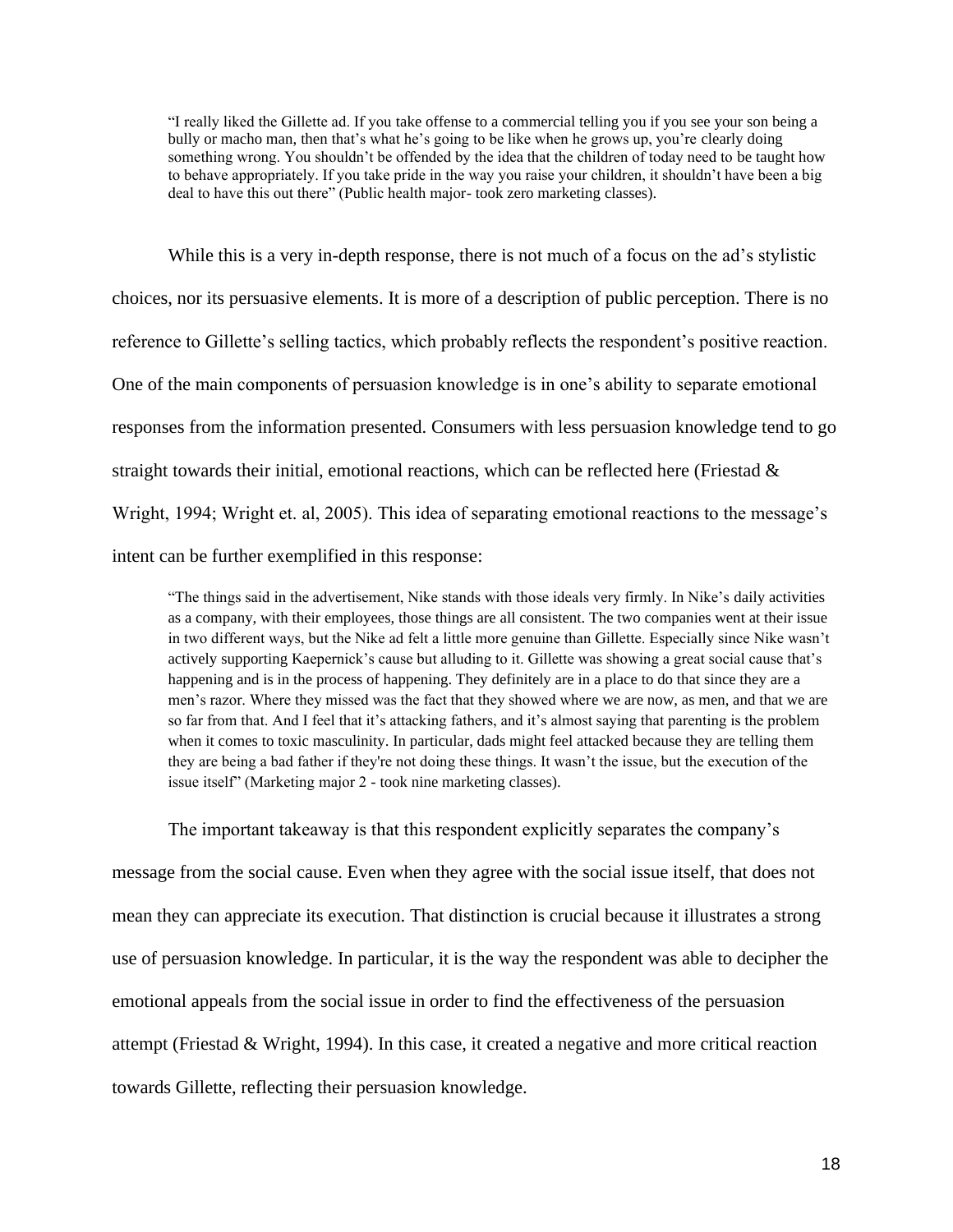> "I really liked the Gillette ad. If you take offense to a commercial telling you if you see your son being a bully or macho man, then that's what he's going to be like when he grows up, you're clearly doing something wrong. You shouldn't be offended by the idea that the children of today need to be taught how to behave appropriately. If you take pride in the way you raise your children, it shouldn't have been a big deal to have this out there" (Public health major- took zero marketing classes).

While this is a very in-depth response, there is not much of a focus on the ad's stylistic choices, nor its persuasive elements. It is more of a description of public perception. There is no reference to Gillette's selling tactics, which probably reflects the respondent's positive reaction. One of the main components of persuasion knowledge is in one's ability to separate emotional responses from the information presented. Consumers with less persuasion knowledge tend to go straight towards their initial, emotional reactions, which can be reflected here (Friestad & Wright, 1994; Wright et. al, 2005). This idea of separating emotional reactions to the message's intent can be further exemplified in this response:

> "The things said in the advertisement, Nike stands with those ideals very firmly. In Nike's daily activities as a company, with their employees, those things are all consistent. The two companies went at their issue in two different ways, but the Nike ad felt a little more genuine than Gillette. Especially since Nike wasn't actively supporting Kaepernick's cause but alluding to it. Gillette was showing a great social cause that's happening and is in the process of happening. They definitely are in a place to do that since they are a men's razor. Where they missed was the fact that they showed where we are now, as men, and that we are so far from that. And I feel that it's attacking fathers, and it's almost saying that parenting is the problem when it comes to toxic masculinity. In particular, dads might feel attacked because they are telling them they are being a bad father if they're not doing these things. It wasn't the issue, but the execution of the issue itself" (Marketing major 2 - took nine marketing classes).

The important takeaway is that this respondent explicitly separates the company's message from the social cause. Even when they agree with the social issue itself, that does not mean they can appreciate its execution. That distinction is crucial because it illustrates a strong use of persuasion knowledge. In particular, it is the way the respondent was able to decipher the emotional appeals from the social issue in order to find the effectiveness of the persuasion attempt (Friestad & Wright, 1994). In this case, it created a negative and more critical reaction towards Gillette, reflecting their persuasion knowledge.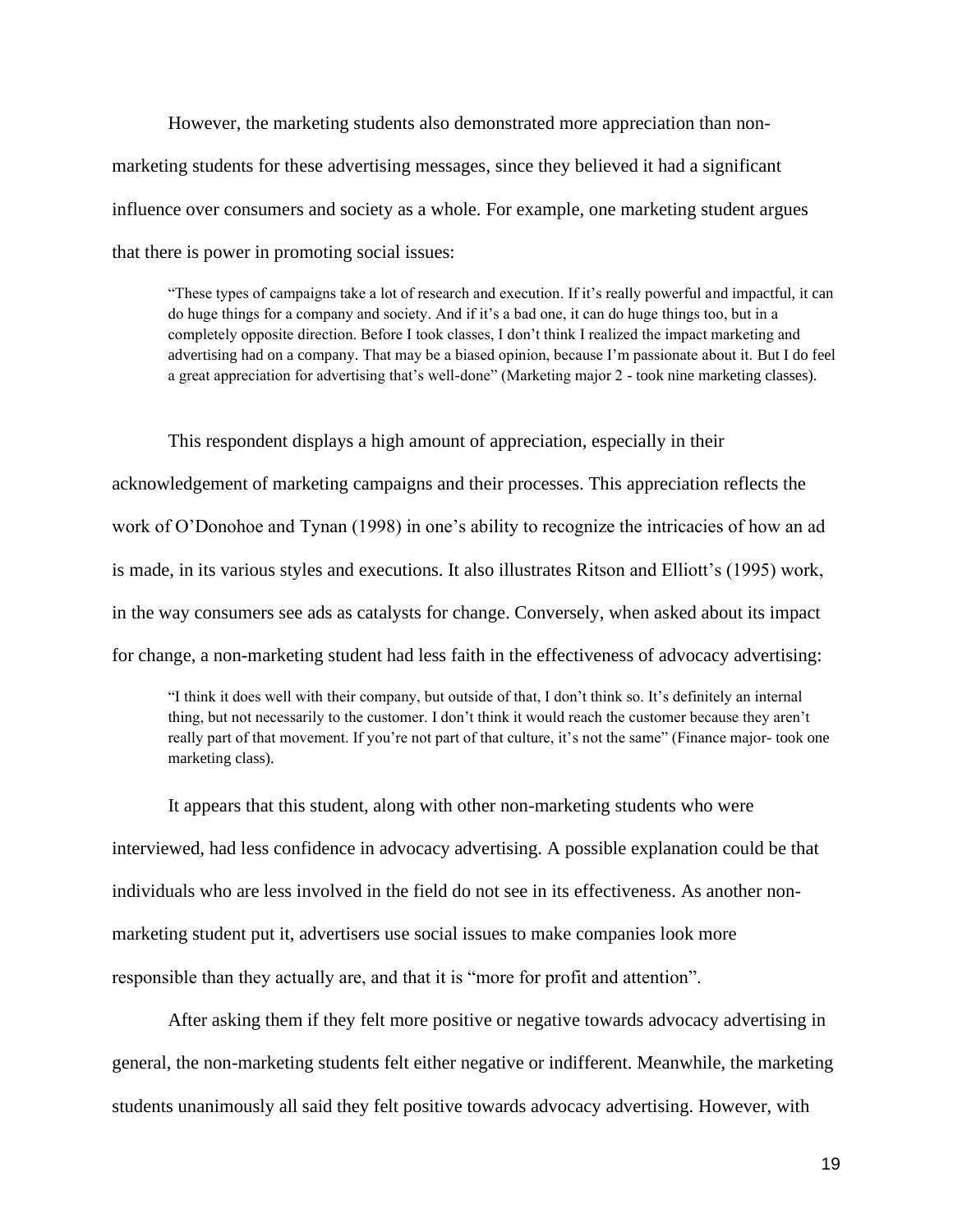However, the marketing students also demonstrated more appreciation than non-marketing students for these advertising messages, since they believed it had a significant influence over consumers and society as a whole. For example, one marketing student argues that there is power in promoting social issues:

> "These types of campaigns take a lot of research and execution. If it's really powerful and impactful, it can do huge things for a company and society. And if it's a bad one, it can do huge things too, but in a completely opposite direction. Before I took classes, I don't think I realized the impact marketing and advertising had on a company. That may be a biased opinion, because I'm passionate about it. But I do feel a great appreciation for advertising that's well-done" (Marketing major 2 - took nine marketing classes).

This respondent displays a high amount of appreciation, especially in their acknowledgement of marketing campaigns and their processes. This appreciation reflects the work of O'Donohoe and Tynan (1998) in one's ability to recognize the intricacies of how an ad is made, in its various styles and executions. It also illustrates Ritson and Elliott's (1995) work, in the way consumers see ads as catalysts for change. Conversely, when asked about its impact for change, a non-marketing student had less faith in the effectiveness of advocacy advertising:

> "I think it does well with their company, but outside of that, I don't think so. It's definitely an internal thing, but not necessarily to the customer. I don't think it would reach the customer because they aren't really part of that movement. If you're not part of that culture, it's not the same" (Finance major- took one marketing class).

It appears that this student, along with other non-marketing students who were interviewed, had less confidence in advocacy advertising. A possible explanation could be that individuals who are less involved in the field do not see in its effectiveness. As another non-marketing student put it, advertisers use social issues to make companies look more responsible than they actually are, and that it is "more for profit and attention".

After asking them if they felt more positive or negative towards advocacy advertising in general, the non-marketing students felt either negative or indifferent. Meanwhile, the marketing students unanimously all said they felt positive towards advocacy advertising. However, with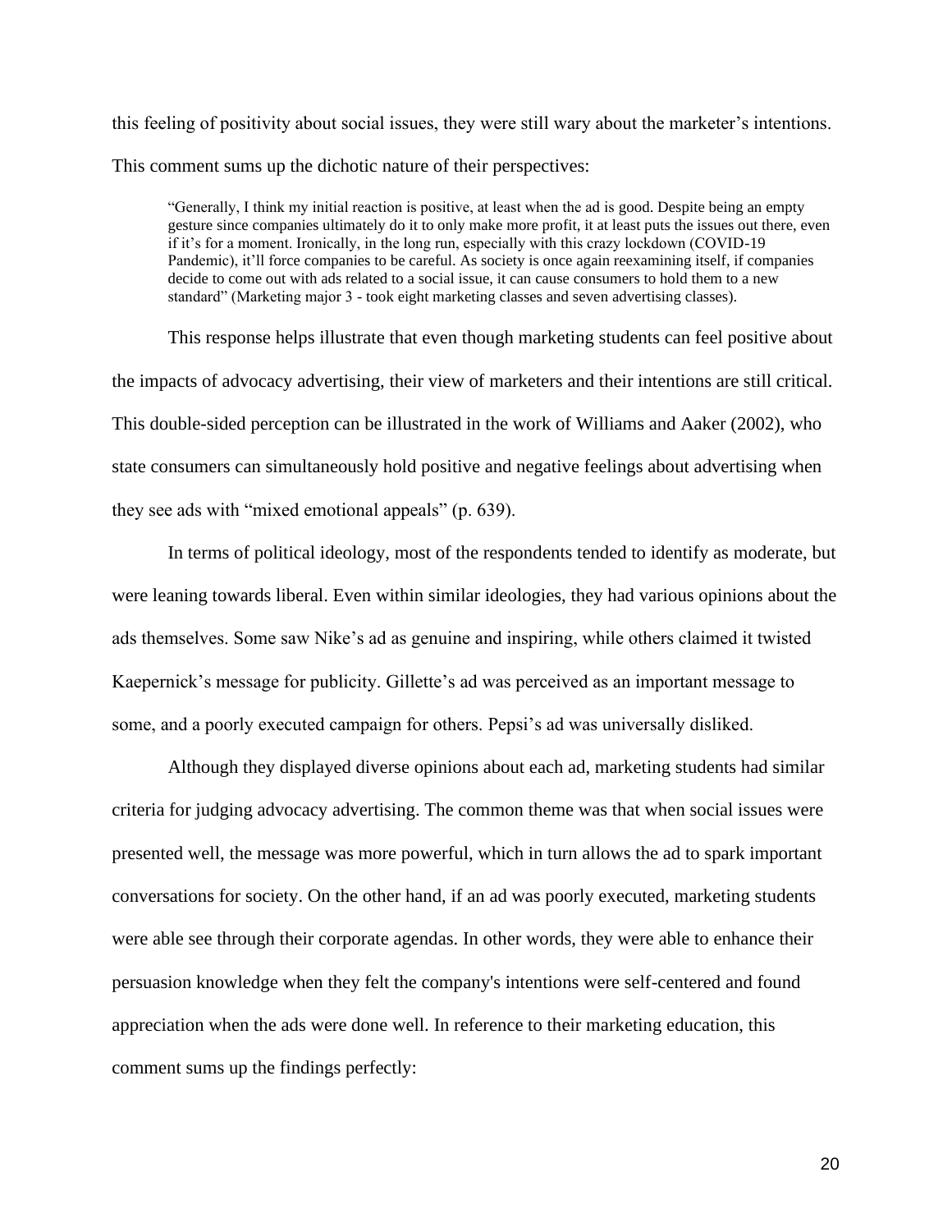this feeling of positivity about social issues, they were still wary about the marketer's intentions. This comment sums up the dichotic nature of their perspectives:

> "Generally, I think my initial reaction is positive, at least when the ad is good. Despite being an empty gesture since companies ultimately do it to only make more profit, it at least puts the issues out there, even if it's for a moment. Ironically, in the long run, especially with this crazy lockdown (COVID-19 Pandemic), it'll force companies to be careful. As society is once again reexamining itself, if companies decide to come out with ads related to a social issue, it can cause consumers to hold them to a new standard" (Marketing major 3 - took eight marketing classes and seven advertising classes).

This response helps illustrate that even though marketing students can feel positive about the impacts of advocacy advertising, their view of marketers and their intentions are still critical. This double-sided perception can be illustrated in the work of Williams and Aaker (2002), who state consumers can simultaneously hold positive and negative feelings about advertising when they see ads with "mixed emotional appeals" (p. 639).

In terms of political ideology, most of the respondents tended to identify as moderate, but were leaning towards liberal. Even within similar ideologies, they had various opinions about the ads themselves. Some saw Nike's ad as genuine and inspiring, while others claimed it twisted Kaepernick's message for publicity. Gillette's ad was perceived as an important message to some, and a poorly executed campaign for others. Pepsi's ad was universally disliked.

Although they displayed diverse opinions about each ad, marketing students had similar criteria for judging advocacy advertising. The common theme was that when social issues were presented well, the message was more powerful, which in turn allows the ad to spark important conversations for society. On the other hand, if an ad was poorly executed, marketing students were able see through their corporate agendas. In other words, they were able to enhance their persuasion knowledge when they felt the company's intentions were self-centered and found appreciation when the ads were done well. In reference to their marketing education, this comment sums up the findings perfectly: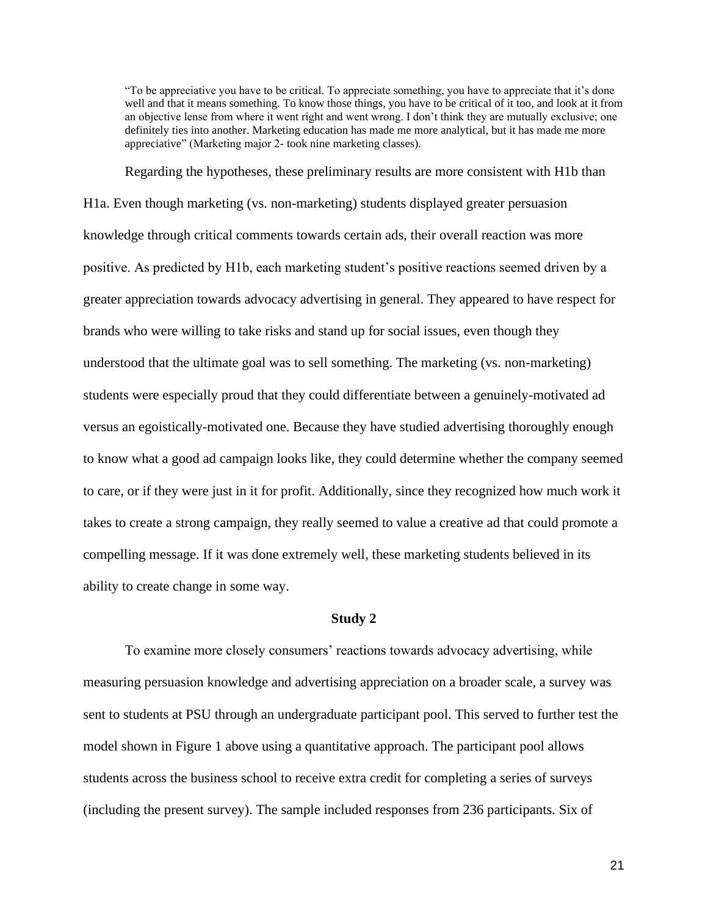> "To be appreciative you have to be critical. To appreciate something, you have to appreciate that it's done well and that it means something. To know those things, you have to be critical of it too, and look at it from an objective lense from where it went right and went wrong. I don't think they are mutually exclusive; one definitely ties into another. Marketing education has made me more analytical, but it has made me more appreciative" (Marketing major 2- took nine marketing classes).

Regarding the hypotheses, these preliminary results are more consistent with H1b than H1a. Even though marketing (vs. non-marketing) students displayed greater persuasion knowledge through critical comments towards certain ads, their overall reaction was more positive. As predicted by H1b, each marketing student's positive reactions seemed driven by a greater appreciation towards advocacy advertising in general. They appeared to have respect for brands who were willing to take risks and stand up for social issues, even though they understood that the ultimate goal was to sell something. The marketing (vs. non-marketing) students were especially proud that they could differentiate between a genuinely-motivated ad versus an egoistically-motivated one. Because they have studied advertising thoroughly enough to know what a good ad campaign looks like, they could determine whether the company seemed to care, or if they were just in it for profit. Additionally, since they recognized how much work it takes to create a strong campaign, they really seemed to value a creative ad that could promote a compelling message. If it was done extremely well, these marketing students believed in its ability to create change in some way.

## Study 2

To examine more closely consumers' reactions towards advocacy advertising, while measuring persuasion knowledge and advertising appreciation on a broader scale, a survey was sent to students at PSU through an undergraduate participant pool. This served to further test the model shown in Figure 1 above using a quantitative approach. The participant pool allows students across the business school to receive extra credit for completing a series of surveys (including the present survey). The sample included responses from 236 participants. Six of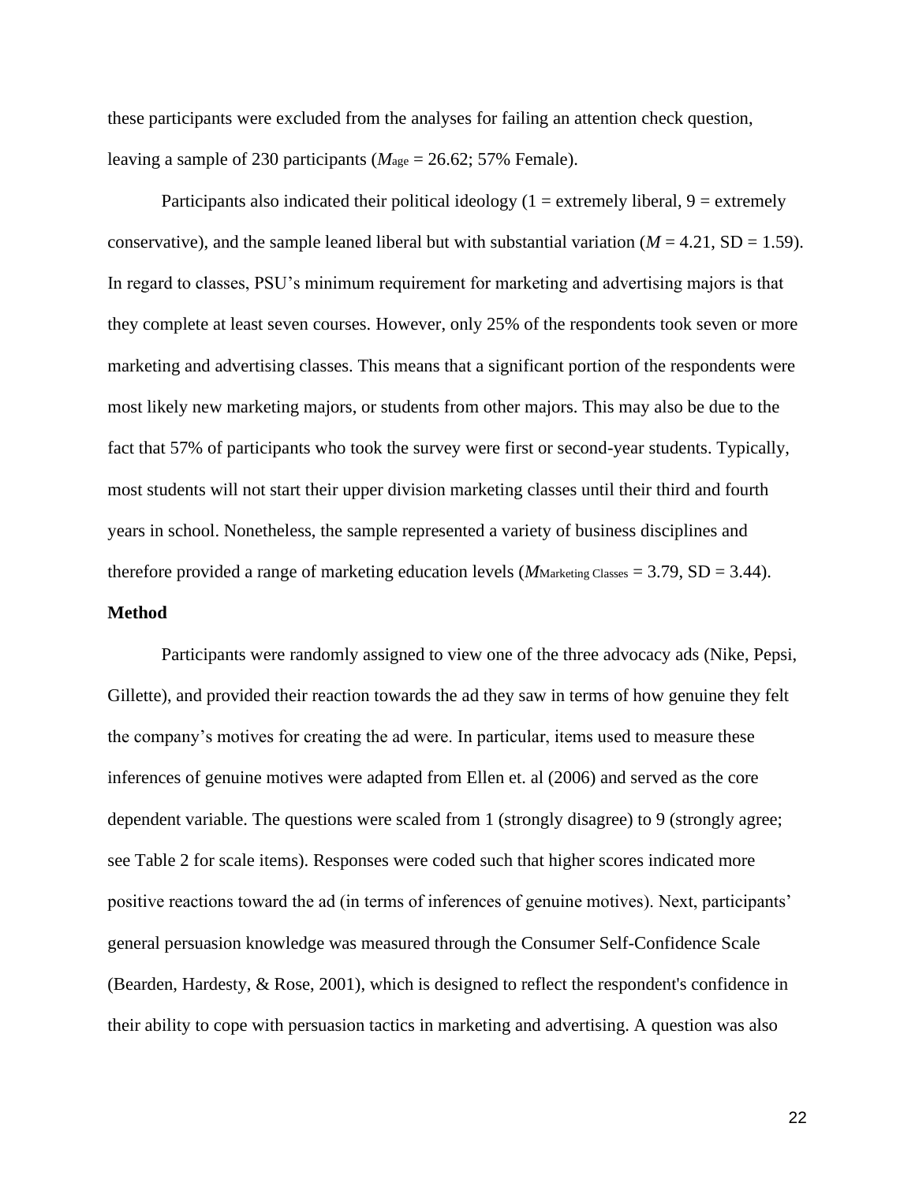these participants were excluded from the analyses for failing an attention check question, leaving a sample of 230 participants ($M_{age}$ = 26.62; 57% Female).

Participants also indicated their political ideology (1 = extremely liberal, 9 = extremely conservative), and the sample leaned liberal but with substantial variation ($M$ = 4.21, SD = 1.59). In regard to classes, PSU's minimum requirement for marketing and advertising majors is that they complete at least seven courses. However, only 25% of the respondents took seven or more marketing and advertising classes. This means that a significant portion of the respondents were most likely new marketing majors, or students from other majors. This may also be due to the fact that 57% of participants who took the survey were first or second-year students. Typically, most students will not start their upper division marketing classes until their third and fourth years in school. Nonetheless, the sample represented a variety of business disciplines and therefore provided a range of marketing education levels ($M_{\text{Marketing Classes}}$ = 3.79, SD = 3.44).

**Method**

Participants were randomly assigned to view one of the three advocacy ads (Nike, Pepsi, Gillette), and provided their reaction towards the ad they saw in terms of how genuine they felt the company's motives for creating the ad were. In particular, items used to measure these inferences of genuine motives were adapted from Ellen et. al (2006) and served as the core dependent variable. The questions were scaled from 1 (strongly disagree) to 9 (strongly agree; see Table 2 for scale items). Responses were coded such that higher scores indicated more positive reactions toward the ad (in terms of inferences of genuine motives). Next, participants' general persuasion knowledge was measured through the Consumer Self-Confidence Scale (Bearden, Hardesty, & Rose, 2001), which is designed to reflect the respondent's confidence in their ability to cope with persuasion tactics in marketing and advertising. A question was also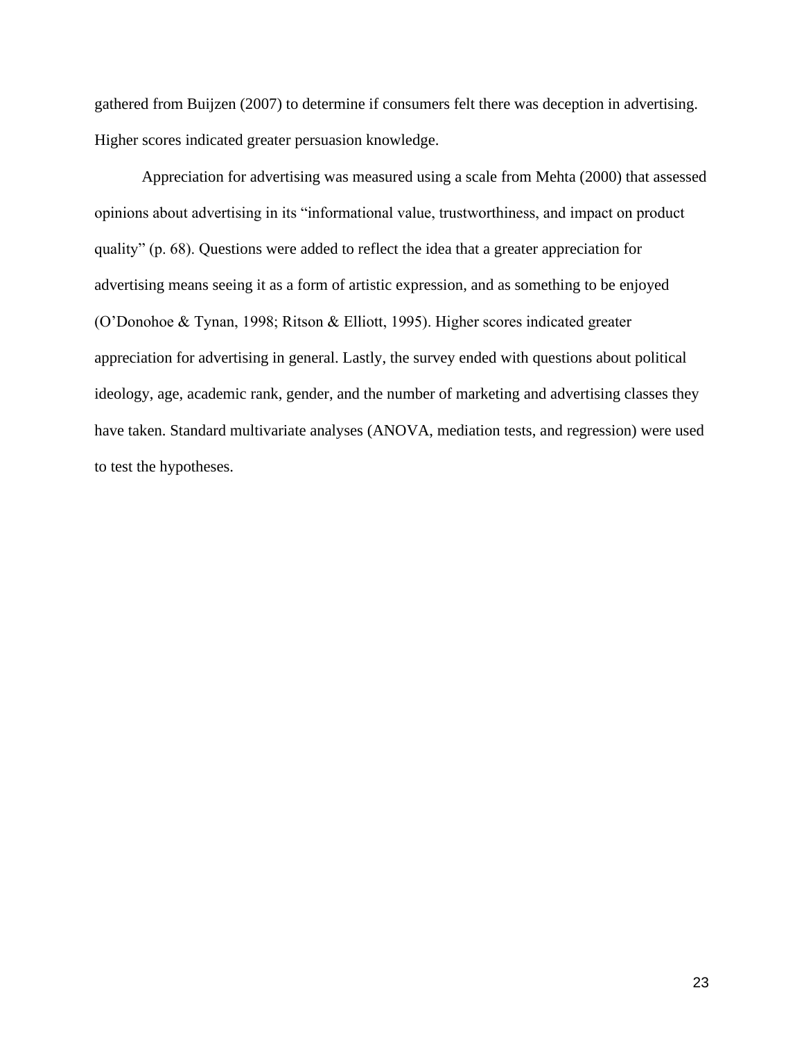gathered from Buijzen (2007) to determine if consumers felt there was deception in advertising. Higher scores indicated greater persuasion knowledge.

Appreciation for advertising was measured using a scale from Mehta (2000) that assessed opinions about advertising in its "informational value, trustworthiness, and impact on product quality" (p. 68). Questions were added to reflect the idea that a greater appreciation for advertising means seeing it as a form of artistic expression, and as something to be enjoyed (O'Donohoe & Tynan, 1998; Ritson & Elliott, 1995). Higher scores indicated greater appreciation for advertising in general. Lastly, the survey ended with questions about political ideology, age, academic rank, gender, and the number of marketing and advertising classes they have taken. Standard multivariate analyses (ANOVA, mediation tests, and regression) were used to test the hypotheses.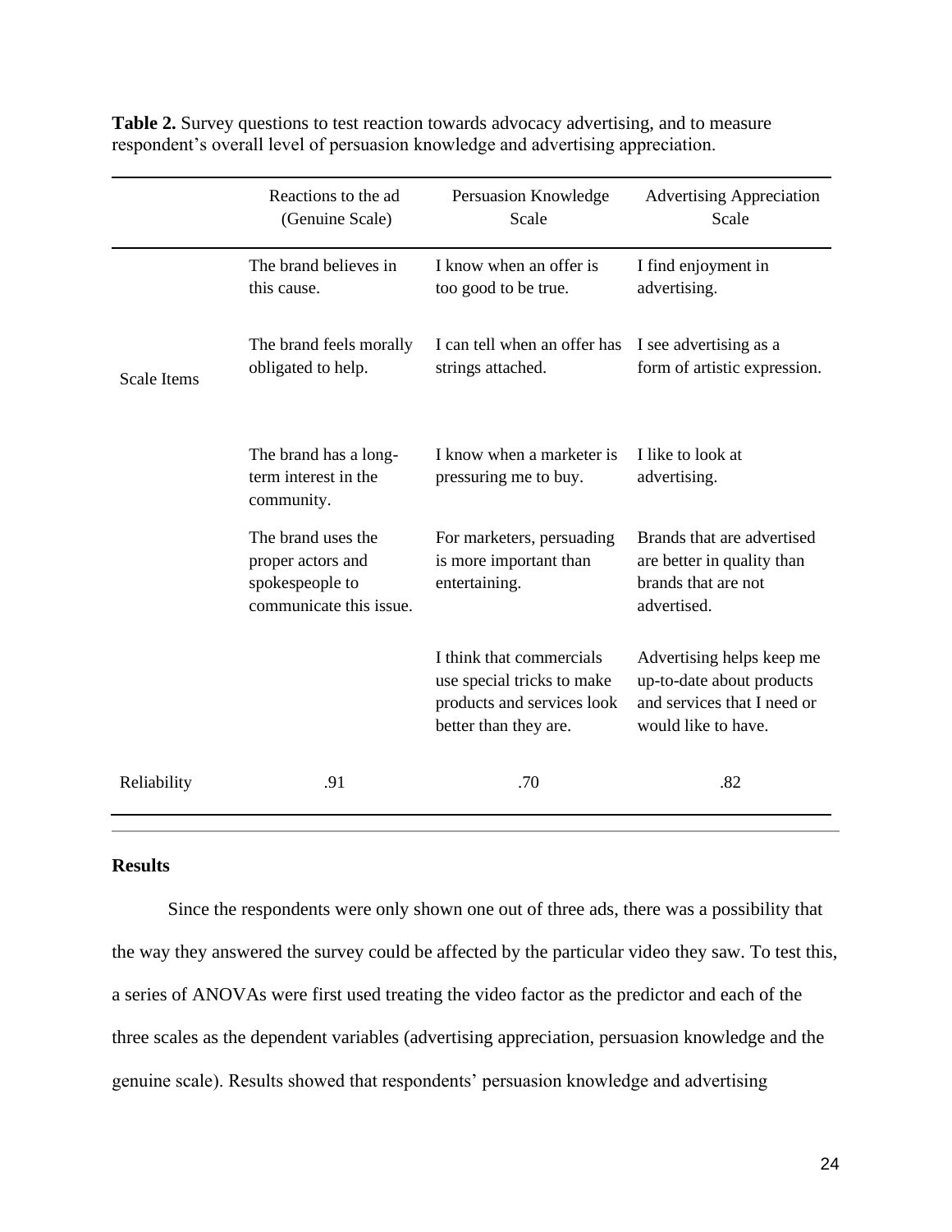**Table 2.** Survey questions to test reaction towards advocacy advertising, and to measure respondent's overall level of persuasion knowledge and advertising appreciation.

| | Reactions to the ad (Genuine Scale) | Persuasion Knowledge Scale | Advertising Appreciation Scale |
|---|---|---|---|
| Scale Items | The brand believes in this cause. | I know when an offer is too good to be true. | I find enjoyment in advertising. |
| | The brand feels morally obligated to help. | I can tell when an offer has strings attached. | I see advertising as a form of artistic expression. |
| | The brand has a long-term interest in the community. | I know when a marketer is pressuring me to buy. | I like to look at advertising. |
| | The brand uses the proper actors and spokespeople to communicate this issue. | For marketers, persuading is more important than entertaining. | Brands that are advertised are better in quality than brands that are not advertised. |
| | | I think that commercials use special tricks to make products and services look better than they are. | Advertising helps keep me up-to-date about products and services that I need or would like to have. |
| Reliability | .91 | .70 | .82 |

## Results

Since the respondents were only shown one out of three ads, there was a possibility that the way they answered the survey could be affected by the particular video they saw. To test this, a series of ANOVAs were first used treating the video factor as the predictor and each of the three scales as the dependent variables (advertising appreciation, persuasion knowledge and the genuine scale). Results showed that respondents' persuasion knowledge and advertising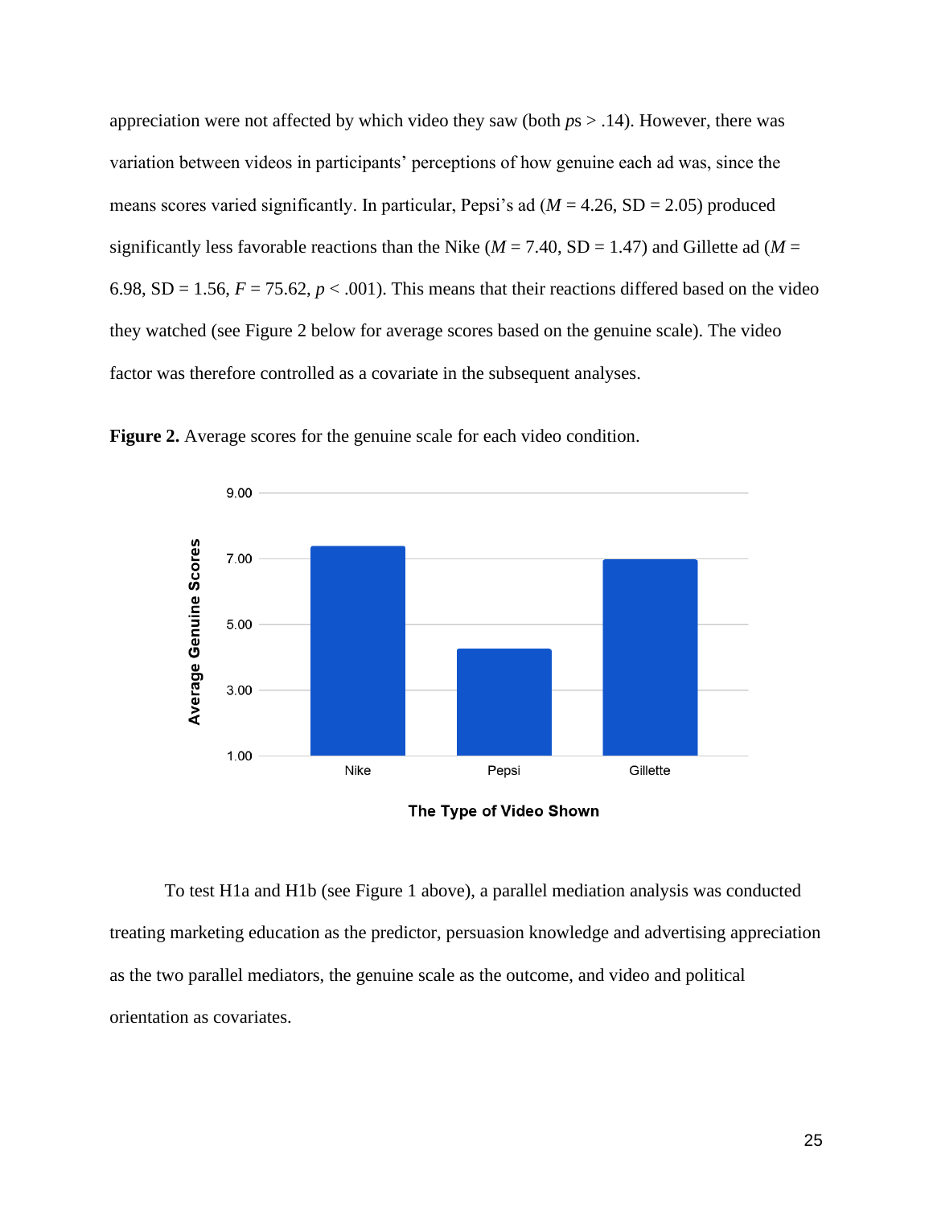appreciation were not affected by which video they saw (both *ps* > .14). However, there was variation between videos in participants' perceptions of how genuine each ad was, since the means scores varied significantly. In particular, Pepsi's ad ($M$ = 4.26, SD = 2.05) produced significantly less favorable reactions than the Nike ($M$ = 7.40, SD = 1.47) and Gillette ad ($M$ = 6.98, SD = 1.56, $F$ = 75.62, $p$ < .001). This means that their reactions differed based on the video they watched (see Figure 2 below for average scores based on the genuine scale). The video factor was therefore controlled as a covariate in the subsequent analyses.

**Figure 2.** Average scores for the genuine scale for each video condition.

To test H1a and H1b (see Figure 1 above), a parallel mediation analysis was conducted treating marketing education as the predictor, persuasion knowledge and advertising appreciation as the two parallel mediators, the genuine scale as the outcome, and video and political orientation as covariates.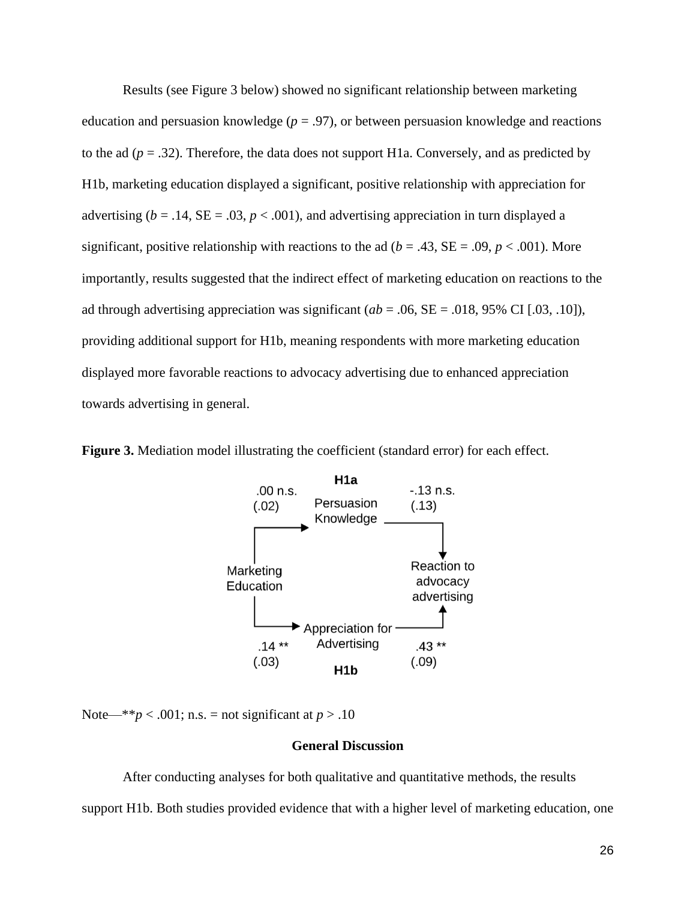Results (see Figure 3 below) showed no significant relationship between marketing education and persuasion knowledge ($p = .97$), or between persuasion knowledge and reactions to the ad ($p = .32$). Therefore, the data does not support H1a. Conversely, and as predicted by H1b, marketing education displayed a significant, positive relationship with appreciation for advertising ($b = .14$, SE = .03, $p < .001$), and advertising appreciation in turn displayed a significant, positive relationship with reactions to the ad ($b = .43$, SE = .09, $p < .001$). More importantly, results suggested that the indirect effect of marketing education on reactions to the ad through advertising appreciation was significant ($ab = .06$, SE = .018, 95% CI [.03, .10]), providing additional support for H1b, meaning respondents with more marketing education displayed more favorable reactions to advocacy advertising due to enhanced appreciation towards advertising in general.

**Figure 3.** Mediation model illustrating the coefficient (standard error) for each effect.

Note—**$p < .001$; n.s. = not significant at $p > .10$

## General Discussion

After conducting analyses for both qualitative and quantitative methods, the results support H1b. Both studies provided evidence that with a higher level of marketing education, one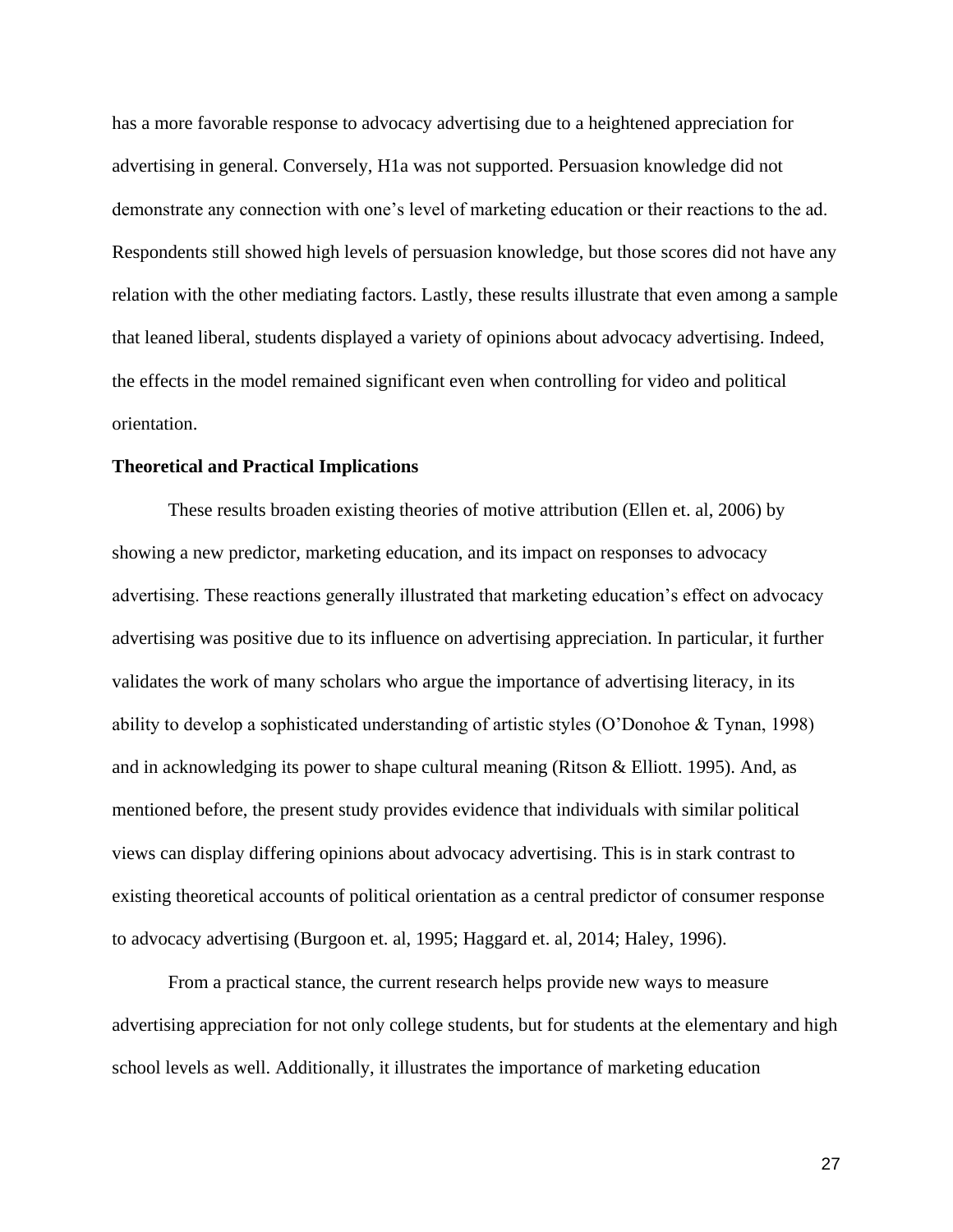has a more favorable response to advocacy advertising due to a heightened appreciation for advertising in general. Conversely, H1a was not supported. Persuasion knowledge did not demonstrate any connection with one's level of marketing education or their reactions to the ad. Respondents still showed high levels of persuasion knowledge, but those scores did not have any relation with the other mediating factors. Lastly, these results illustrate that even among a sample that leaned liberal, students displayed a variety of opinions about advocacy advertising. Indeed, the effects in the model remained significant even when controlling for video and political orientation.

**Theoretical and Practical Implications**

These results broaden existing theories of motive attribution (Ellen et. al, 2006) by showing a new predictor, marketing education, and its impact on responses to advocacy advertising. These reactions generally illustrated that marketing education's effect on advocacy advertising was positive due to its influence on advertising appreciation. In particular, it further validates the work of many scholars who argue the importance of advertising literacy, in its ability to develop a sophisticated understanding of artistic styles (O'Donohoe & Tynan, 1998) and in acknowledging its power to shape cultural meaning (Ritson & Elliott. 1995). And, as mentioned before, the present study provides evidence that individuals with similar political views can display differing opinions about advocacy advertising. This is in stark contrast to existing theoretical accounts of political orientation as a central predictor of consumer response to advocacy advertising (Burgoon et. al, 1995; Haggard et. al, 2014; Haley, 1996).

From a practical stance, the current research helps provide new ways to measure advertising appreciation for not only college students, but for students at the elementary and high school levels as well. Additionally, it illustrates the importance of marketing education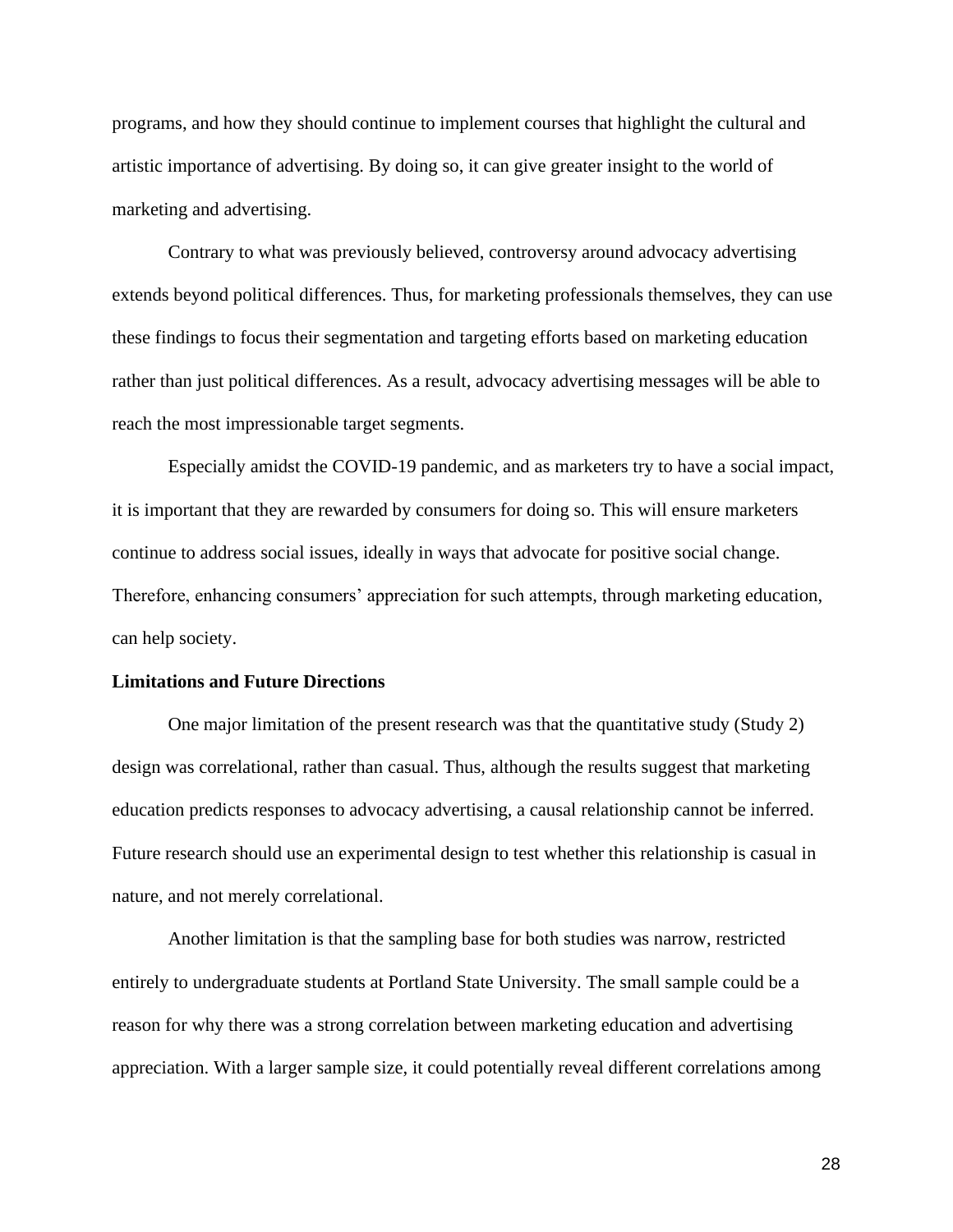programs, and how they should continue to implement courses that highlight the cultural and artistic importance of advertising. By doing so, it can give greater insight to the world of marketing and advertising.

Contrary to what was previously believed, controversy around advocacy advertising extends beyond political differences. Thus, for marketing professionals themselves, they can use these findings to focus their segmentation and targeting efforts based on marketing education rather than just political differences. As a result, advocacy advertising messages will be able to reach the most impressionable target segments.

Especially amidst the COVID-19 pandemic, and as marketers try to have a social impact, it is important that they are rewarded by consumers for doing so. This will ensure marketers continue to address social issues, ideally in ways that advocate for positive social change. Therefore, enhancing consumers' appreciation for such attempts, through marketing education, can help society.

**Limitations and Future Directions**

One major limitation of the present research was that the quantitative study (Study 2) design was correlational, rather than casual. Thus, although the results suggest that marketing education predicts responses to advocacy advertising, a causal relationship cannot be inferred. Future research should use an experimental design to test whether this relationship is casual in nature, and not merely correlational.

Another limitation is that the sampling base for both studies was narrow, restricted entirely to undergraduate students at Portland State University. The small sample could be a reason for why there was a strong correlation between marketing education and advertising appreciation. With a larger sample size, it could potentially reveal different correlations among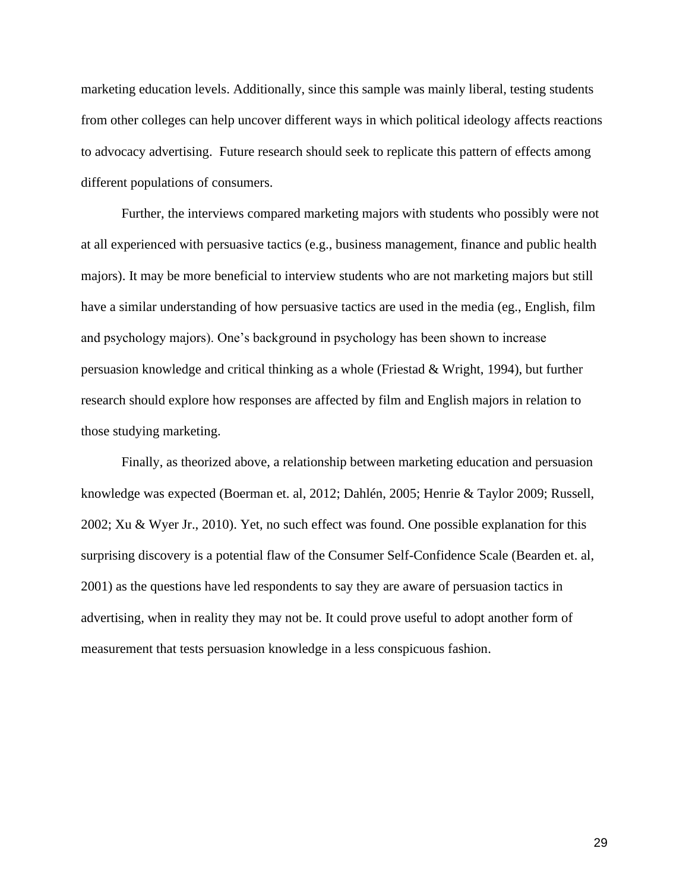marketing education levels. Additionally, since this sample was mainly liberal, testing students from other colleges can help uncover different ways in which political ideology affects reactions to advocacy advertising. Future research should seek to replicate this pattern of effects among different populations of consumers.

Further, the interviews compared marketing majors with students who possibly were not at all experienced with persuasive tactics (e.g., business management, finance and public health majors). It may be more beneficial to interview students who are not marketing majors but still have a similar understanding of how persuasive tactics are used in the media (eg., English, film and psychology majors). One's background in psychology has been shown to increase persuasion knowledge and critical thinking as a whole (Friestad & Wright, 1994), but further research should explore how responses are affected by film and English majors in relation to those studying marketing.

Finally, as theorized above, a relationship between marketing education and persuasion knowledge was expected (Boerman et. al, 2012; Dahlén, 2005; Henrie & Taylor 2009; Russell, 2002; Xu & Wyer Jr., 2010). Yet, no such effect was found. One possible explanation for this surprising discovery is a potential flaw of the Consumer Self-Confidence Scale (Bearden et. al, 2001) as the questions have led respondents to say they are aware of persuasion tactics in advertising, when in reality they may not be. It could prove useful to adopt another form of measurement that tests persuasion knowledge in a less conspicuous fashion.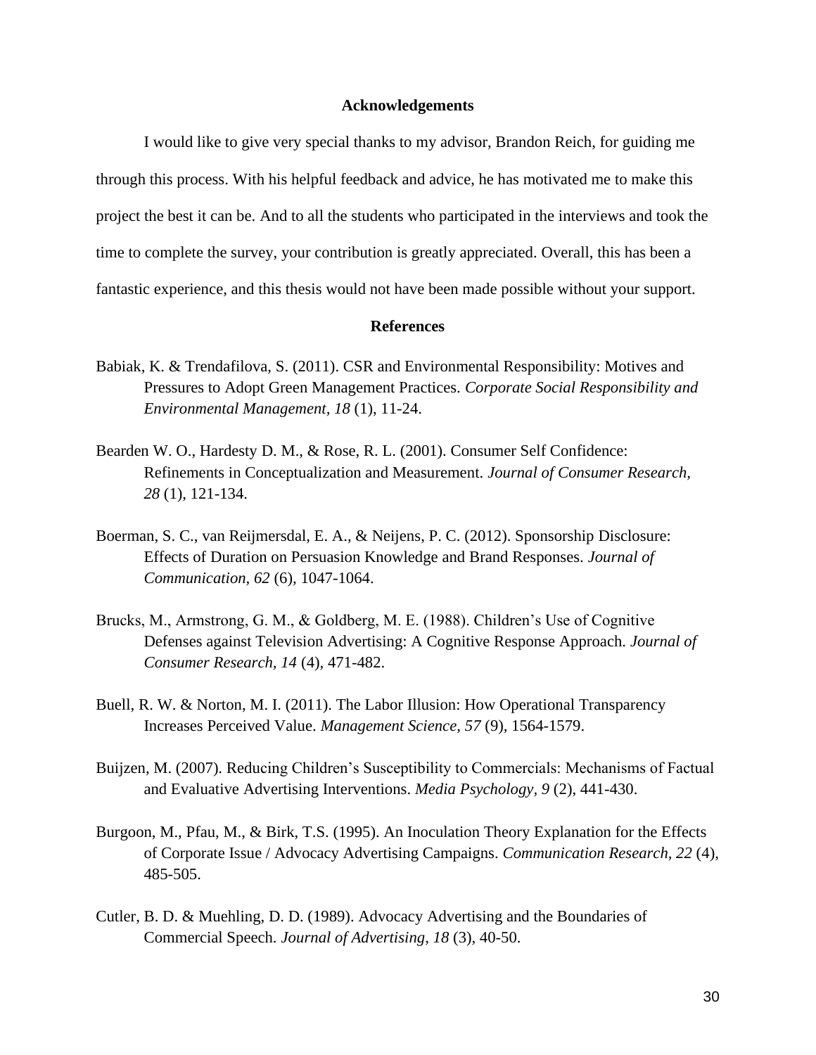## Acknowledgements

I would like to give very special thanks to my advisor, Brandon Reich, for guiding me through this process. With his helpful feedback and advice, he has motivated me to make this project the best it can be. And to all the students who participated in the interviews and took the time to complete the survey, your contribution is greatly appreciated. Overall, this has been a fantastic experience, and this thesis would not have been made possible without your support.

## References

Babiak, K. & Trendafilova, S. (2011). CSR and Environmental Responsibility: Motives and Pressures to Adopt Green Management Practices. *Corporate Social Responsibility and Environmental Management, 18* (1), 11-24.

Bearden W. O., Hardesty D. M., & Rose, R. L. (2001). Consumer Self Confidence: Refinements in Conceptualization and Measurement. *Journal of Consumer Research, 28* (1), 121-134.

Boerman, S. C., van Reijmersdal, E. A., & Neijens, P. C. (2012). Sponsorship Disclosure: Effects of Duration on Persuasion Knowledge and Brand Responses. *Journal of Communication, 62* (6), 1047-1064.

Brucks, M., Armstrong, G. M., & Goldberg, M. E. (1988). Children's Use of Cognitive Defenses against Television Advertising: A Cognitive Response Approach. *Journal of Consumer Research, 14* (4), 471-482.

Buell, R. W. & Norton, M. I. (2011). The Labor Illusion: How Operational Transparency Increases Perceived Value. *Management Science, 57* (9), 1564-1579.

Buijzen, M. (2007). Reducing Children's Susceptibility to Commercials: Mechanisms of Factual and Evaluative Advertising Interventions. *Media Psychology, 9* (2), 441-430.

Burgoon, M., Pfau, M., & Birk, T.S. (1995). An Inoculation Theory Explanation for the Effects of Corporate Issue / Advocacy Advertising Campaigns. *Communication Research, 22* (4), 485-505.

Cutler, B. D. & Muehling, D. D. (1989). Advocacy Advertising and the Boundaries of Commercial Speech. *Journal of Advertising, 18* (3), 40-50.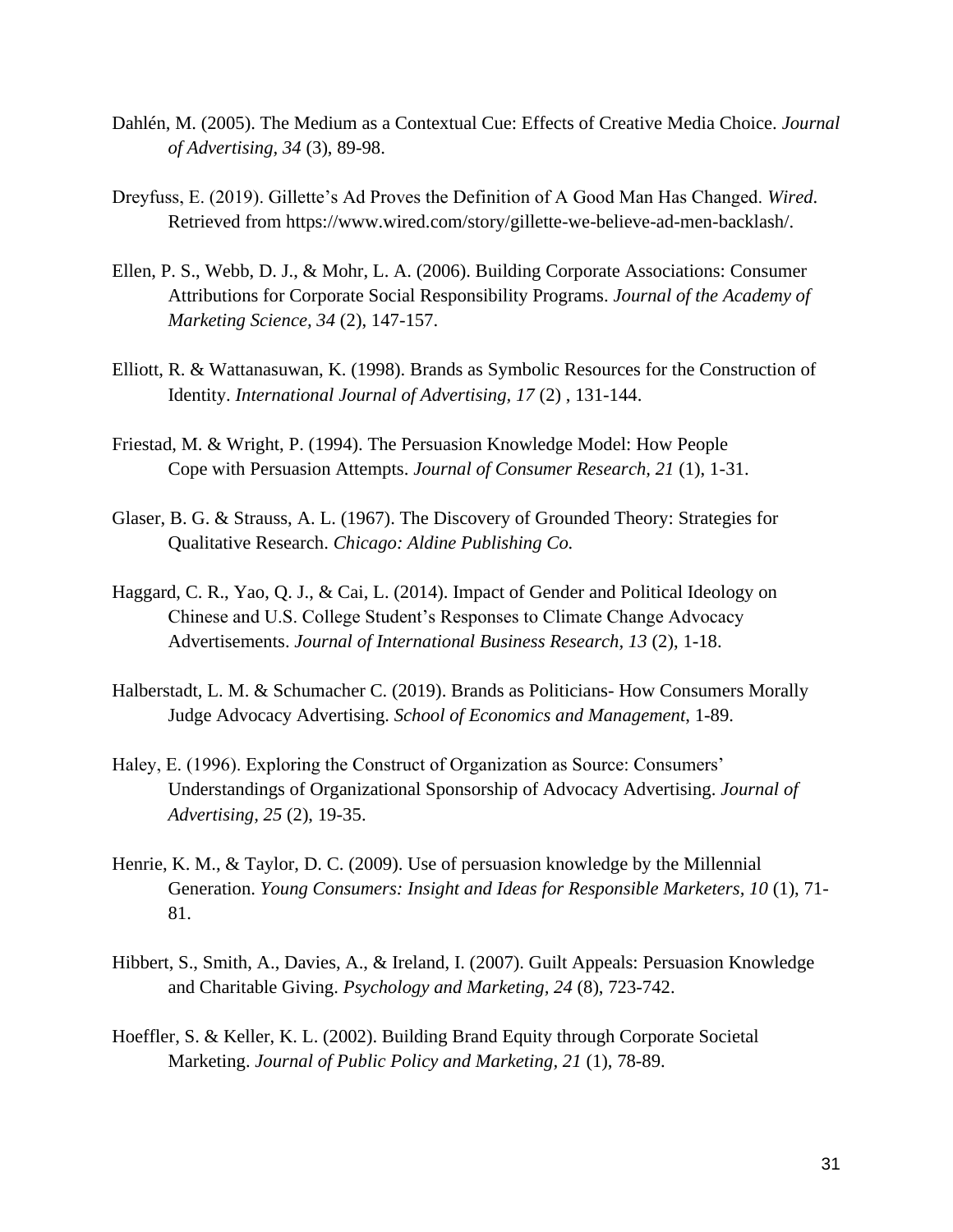Dahlén, M. (2005). The Medium as a Contextual Cue: Effects of Creative Media Choice. *Journal of Advertising, 34* (3), 89-98.

Dreyfuss, E. (2019). Gillette's Ad Proves the Definition of A Good Man Has Changed. *Wired*. Retrieved from https://www.wired.com/story/gillette-we-believe-ad-men-backlash/.

Ellen, P. S., Webb, D. J., & Mohr, L. A. (2006). Building Corporate Associations: Consumer Attributions for Corporate Social Responsibility Programs. *Journal of the Academy of Marketing Science, 34* (2), 147-157.

Elliott, R. & Wattanasuwan, K. (1998). Brands as Symbolic Resources for the Construction of Identity. *International Journal of Advertising*, *17* (2) , 131-144.

Friestad, M. & Wright, P. (1994). The Persuasion Knowledge Model: How People Cope with Persuasion Attempts. *Journal of Consumer Research, 21* (1), 1-31.

Glaser, B. G. & Strauss, A. L. (1967). The Discovery of Grounded Theory: Strategies for Qualitative Research. *Chicago: Aldine Publishing Co.*

Haggard, C. R., Yao, Q. J., & Cai, L. (2014). Impact of Gender and Political Ideology on Chinese and U.S. College Student's Responses to Climate Change Advocacy Advertisements. *Journal of International Business Research, 13* (2), 1-18.

Halberstadt, L. M. & Schumacher C. (2019). Brands as Politicians- How Consumers Morally Judge Advocacy Advertising. *School of Economics and Management*, 1-89.

Haley, E. (1996). Exploring the Construct of Organization as Source: Consumers' Understandings of Organizational Sponsorship of Advocacy Advertising. *Journal of Advertising, 25* (2), 19-35.

Henrie, K. M., & Taylor, D. C. (2009). Use of persuasion knowledge by the Millennial Generation. *Young Consumers: Insight and Ideas for Responsible Marketers, 10* (1), 71-81.

Hibbert, S., Smith, A., Davies, A., & Ireland, I. (2007). Guilt Appeals: Persuasion Knowledge and Charitable Giving. *Psychology and Marketing, 24* (8), 723-742.

Hoeffler, S. & Keller, K. L. (2002). Building Brand Equity through Corporate Societal Marketing. *Journal of Public Policy and Marketing*, *21* (1), 78-89.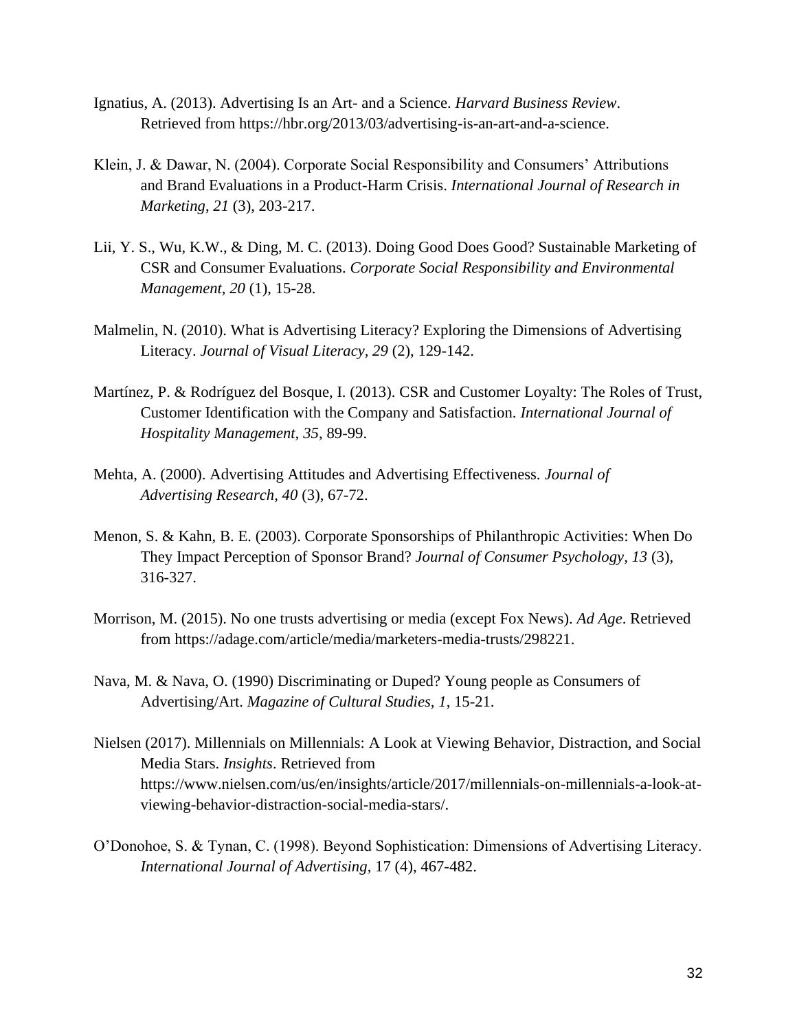Ignatius, A. (2013). Advertising Is an Art- and a Science. *Harvard Business Review*. Retrieved from https://hbr.org/2013/03/advertising-is-an-art-and-a-science.

Klein, J. & Dawar, N. (2004). Corporate Social Responsibility and Consumers' Attributions and Brand Evaluations in a Product-Harm Crisis. *International Journal of Research in Marketing, 21* (3), 203-217.

Lii, Y. S., Wu, K.W., & Ding, M. C. (2013). Doing Good Does Good? Sustainable Marketing of CSR and Consumer Evaluations. *Corporate Social Responsibility and Environmental Management, 20* (1), 15-28.

Malmelin, N. (2010). What is Advertising Literacy? Exploring the Dimensions of Advertising Literacy. *Journal of Visual Literacy, 29* (2), 129-142.

Martínez, P. & Rodríguez del Bosque, I. (2013). CSR and Customer Loyalty: The Roles of Trust, Customer Identification with the Company and Satisfaction. *International Journal of Hospitality Management, 35*, 89-99.

Mehta, A. (2000). Advertising Attitudes and Advertising Effectiveness. *Journal of Advertising Research, 40* (3), 67-72.

Menon, S. & Kahn, B. E. (2003). Corporate Sponsorships of Philanthropic Activities: When Do They Impact Perception of Sponsor Brand? *Journal of Consumer Psychology, 13* (3), 316-327.

Morrison, M. (2015). No one trusts advertising or media (except Fox News). *Ad Age*. Retrieved from https://adage.com/article/media/marketers-media-trusts/298221.

Nava, M. & Nava, O. (1990) Discriminating or Duped? Young people as Consumers of Advertising/Art. *Magazine of Cultural Studies, 1*, 15-21.

Nielsen (2017). Millennials on Millennials: A Look at Viewing Behavior, Distraction, and Social Media Stars. *Insights*. Retrieved from https://www.nielsen.com/us/en/insights/article/2017/millennials-on-millennials-a-look-at-viewing-behavior-distraction-social-media-stars/.

O'Donohoe, S. & Tynan, C. (1998). Beyond Sophistication: Dimensions of Advertising Literacy. *International Journal of Advertising*, 17 (4), 467-482.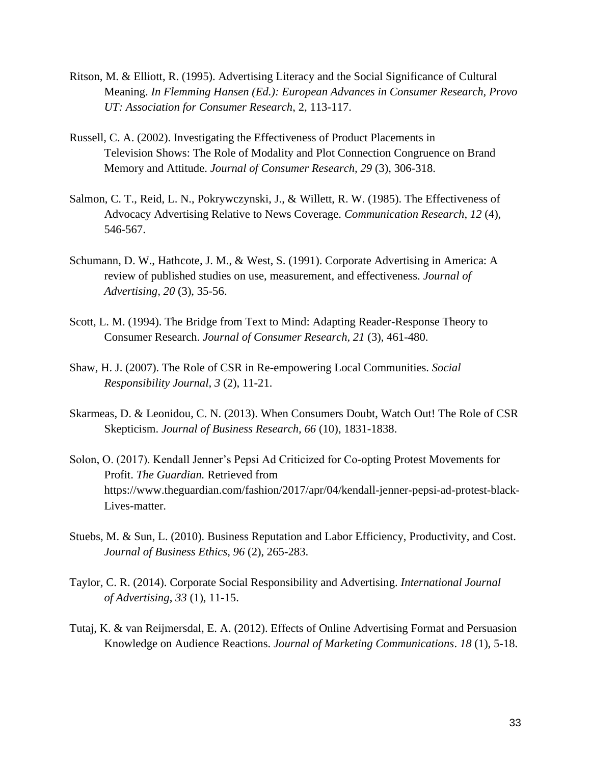Ritson, M. & Elliott, R. (1995). Advertising Literacy and the Social Significance of Cultural Meaning. *In Flemming Hansen (Ed.): European Advances in Consumer Research, Provo UT: Association for Consumer Research*, 2, 113-117.

Russell, C. A. (2002). Investigating the Effectiveness of Product Placements in Television Shows: The Role of Modality and Plot Connection Congruence on Brand Memory and Attitude. *Journal of Consumer Research, 29* (3), 306-318.

Salmon, C. T., Reid, L. N., Pokrywczynski, J., & Willett, R. W. (1985). The Effectiveness of Advocacy Advertising Relative to News Coverage. *Communication Research*, *12* (4), 546-567.

Schumann, D. W., Hathcote, J. M., & West, S. (1991). Corporate Advertising in America: A review of published studies on use, measurement, and effectiveness. *Journal of Advertising, 20* (3), 35-56.

Scott, L. M. (1994). The Bridge from Text to Mind: Adapting Reader-Response Theory to Consumer Research. *Journal of Consumer Research, 21* (3), 461-480.

Shaw, H. J. (2007). The Role of CSR in Re-empowering Local Communities. *Social Responsibility Journal, 3* (2), 11-21.

Skarmeas, D. & Leonidou, C. N. (2013). When Consumers Doubt, Watch Out! The Role of CSR Skepticism. *Journal of Business Research, 66* (10), 1831-1838.

Solon, O. (2017). Kendall Jenner's Pepsi Ad Criticized for Co-opting Protest Movements for Profit. *The Guardian.* Retrieved from https://www.theguardian.com/fashion/2017/apr/04/kendall-jenner-pepsi-ad-protest-black-Lives-matter.

Stuebs, M. & Sun, L. (2010). Business Reputation and Labor Efficiency, Productivity, and Cost. *Journal of Business Ethics, 96* (2), 265-283.

Taylor, C. R. (2014). Corporate Social Responsibility and Advertising. *International Journal of Advertising*, *33* (1), 11-15.

Tutaj, K. & van Reijmersdal, E. A. (2012). Effects of Online Advertising Format and Persuasion Knowledge on Audience Reactions. *Journal of Marketing Communications*. *18* (1), 5-18.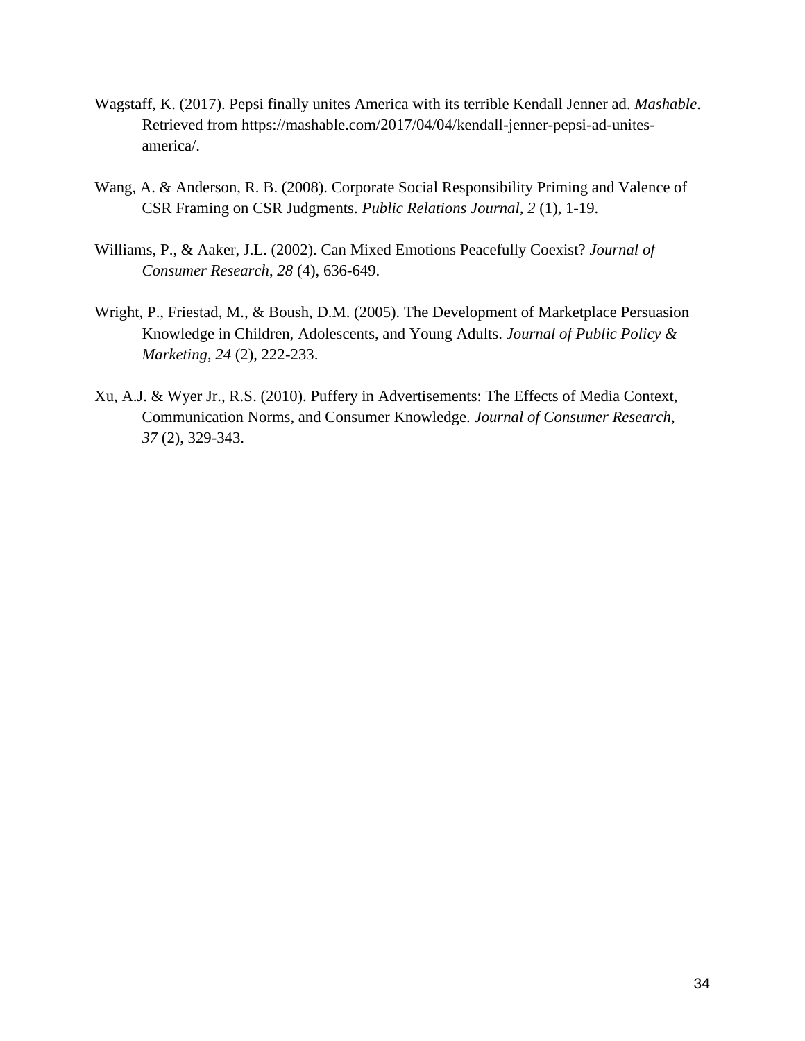Wagstaff, K. (2017). Pepsi finally unites America with its terrible Kendall Jenner ad. *Mashable*. Retrieved from https://mashable.com/2017/04/04/kendall-jenner-pepsi-ad-unites-america/.

Wang, A. & Anderson, R. B. (2008). Corporate Social Responsibility Priming and Valence of CSR Framing on CSR Judgments. *Public Relations Journal, 2* (1), 1-19.

Williams, P., & Aaker, J.L. (2002). Can Mixed Emotions Peacefully Coexist? *Journal of Consumer Research*, *28* (4), 636-649.

Wright, P., Friestad, M., & Boush, D.M. (2005). The Development of Marketplace Persuasion Knowledge in Children, Adolescents, and Young Adults. *Journal of Public Policy & Marketing*, *24* (2), 222-233.

Xu, A.J. & Wyer Jr., R.S. (2010). Puffery in Advertisements: The Effects of Media Context, Communication Norms, and Consumer Knowledge. *Journal of Consumer Research*, *37* (2), 329-343.